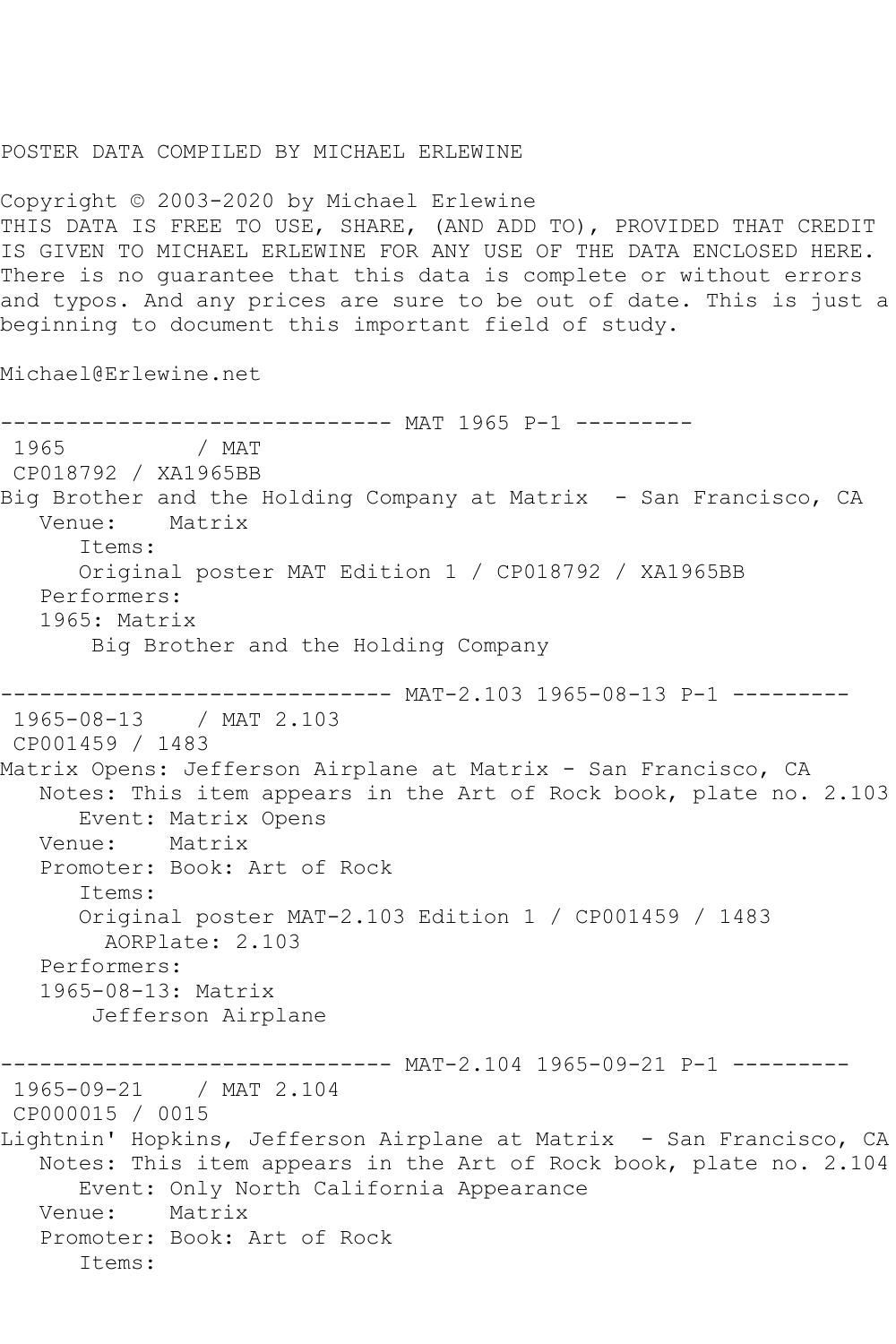POSTER DATA COMPILED BY MICHAEL ERLEWINE

Copyright © 2003-2020 by Michael Erlewine
THIS DATA IS FREE TO USE, SHARE, (AND ADD TO), PROVIDED THAT CREDIT IS GIVEN TO MICHAEL ERLEWINE FOR ANY USE OF THE DATA ENCLOSED HERE. There is no guarantee that this data is complete or without errors and typos. And any prices are sure to be out of date. This is just a beginning to document this important field of study.

Michael@Erlewine.net

```
------------------------------ MAT 1965 P-1 ---------
 1965          / MAT
 CP018792 / XA1965BB
Big Brother and the Holding Company at Matrix  - San Francisco, CA
   Venue:    Matrix
      Items:
      Original poster MAT Edition 1 / CP018792 / XA1965BB
   Performers:
   1965: Matrix
       Big Brother and the Holding Company

------------------------------ MAT-2.103 1965-08-13 P-1 ---------
 1965-08-13    / MAT 2.103
 CP001459 / 1483
Matrix Opens: Jefferson Airplane at Matrix - San Francisco, CA
   Notes: This item appears in the Art of Rock book, plate no. 2.103
      Event: Matrix Opens
   Venue:    Matrix
   Promoter: Book: Art of Rock
      Items:
      Original poster MAT-2.103 Edition 1 / CP001459 / 1483
        AORPlate: 2.103
   Performers:
   1965-08-13: Matrix
       Jefferson Airplane

------------------------------ MAT-2.104 1965-09-21 P-1 ---------
 1965-09-21    / MAT 2.104
 CP000015 / 0015
Lightnin' Hopkins, Jefferson Airplane at Matrix  - San Francisco, CA
   Notes: This item appears in the Art of Rock book, plate no. 2.104
      Event: Only North California Appearance
   Venue:    Matrix
   Promoter: Book: Art of Rock
      Items:
```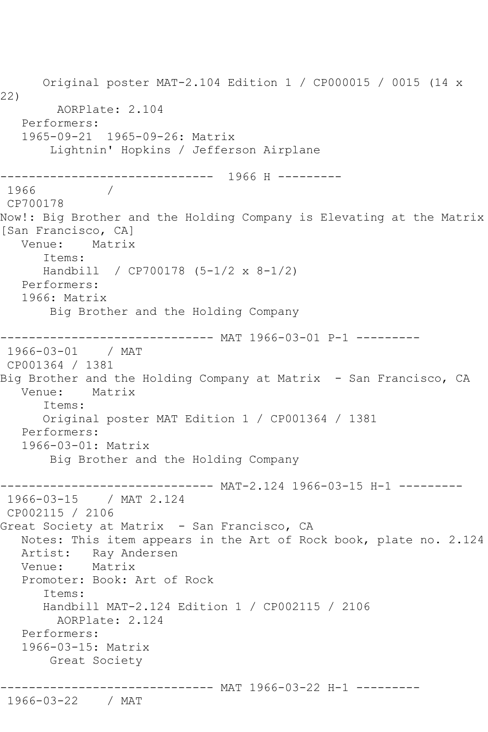Original poster MAT-2.104 Edition 1 / CP000015 / 0015 (14 x 22)
AORPlate: 2.104
Performers:
1965-09-21 1965-09-26: Matrix
Lightnin' Hopkins / Jefferson Airplane

------------------------------ 1966 H ---------

1966 /
CP700178
Now!: Big Brother and the Holding Company is Elevating at the Matrix [San Francisco, CA]
Venue: Matrix
Items:
Handbill / CP700178 (5-1/2 x 8-1/2)
Performers:
1966: Matrix
Big Brother and the Holding Company

------------------------------ MAT 1966-03-01 P-1 ---------

1966-03-01 / MAT
CP001364 / 1381
Big Brother and the Holding Company at Matrix - San Francisco, CA
Venue: Matrix
Items:
Original poster MAT Edition 1 / CP001364 / 1381
Performers:
1966-03-01: Matrix
Big Brother and the Holding Company

------------------------------ MAT-2.124 1966-03-15 H-1 ---------

1966-03-15 / MAT 2.124
CP002115 / 2106
Great Society at Matrix - San Francisco, CA
Notes: This item appears in the Art of Rock book, plate no. 2.124
Artist: Ray Andersen
Venue: Matrix
Promoter: Book: Art of Rock
Items:
Handbill MAT-2.124 Edition 1 / CP002115 / 2106
AORPlate: 2.124
Performers:
1966-03-15: Matrix
Great Society

------------------------------ MAT 1966-03-22 H-1 ---------

1966-03-22 / MAT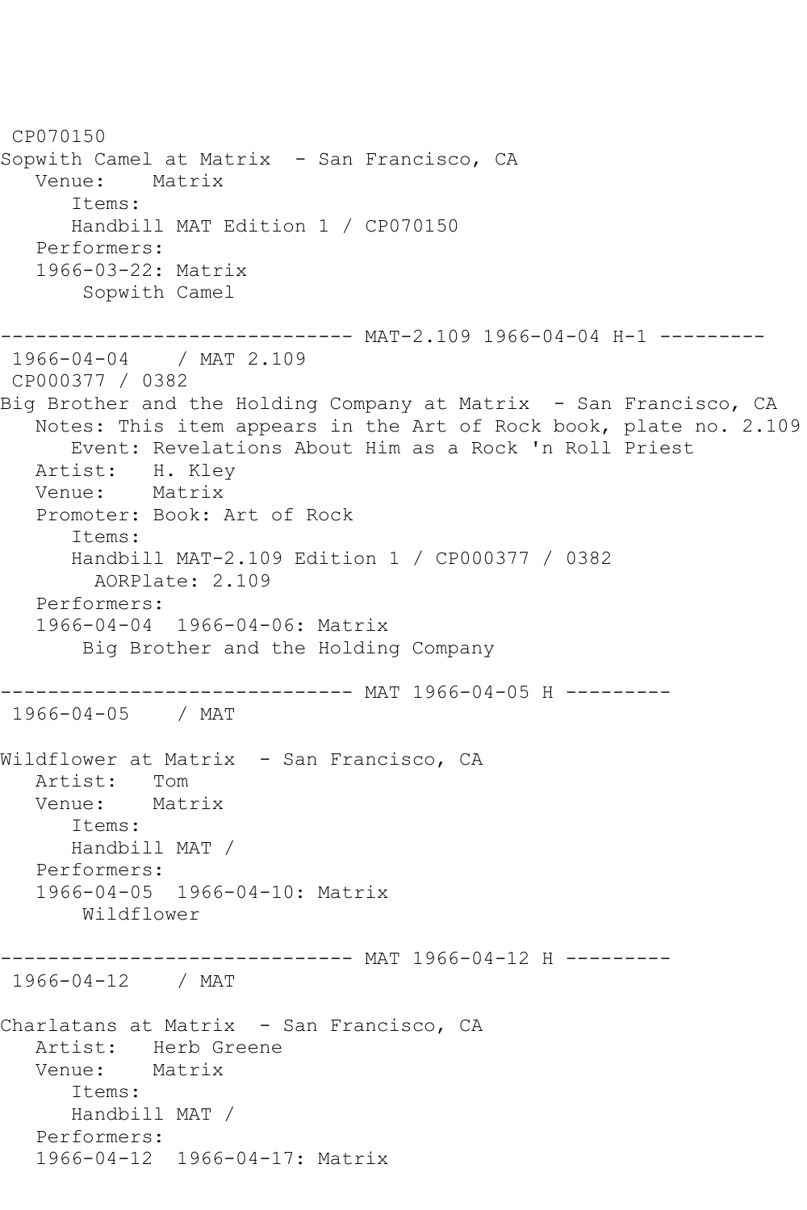CP070150
Sopwith Camel at Matrix  - San Francisco, CA
   Venue:    Matrix
      Items:
      Handbill MAT Edition 1 / CP070150
   Performers:
   1966-03-22: Matrix
       Sopwith Camel

------------------------------ MAT-2.109 1966-04-04 H-1 ---------
 1966-04-04    / MAT 2.109
 CP000377 / 0382
Big Brother and the Holding Company at Matrix  - San Francisco, CA
   Notes: This item appears in the Art of Rock book, plate no. 2.109
      Event: Revelations About Him as a Rock 'n Roll Priest
   Artist:   H. Kley
   Venue:    Matrix
   Promoter: Book: Art of Rock
      Items:
      Handbill MAT-2.109 Edition 1 / CP000377 / 0382
        AORPlate: 2.109
   Performers:
   1966-04-04  1966-04-06: Matrix
       Big Brother and the Holding Company

------------------------------ MAT 1966-04-05 H ---------
 1966-04-05    / MAT

Wildflower at Matrix  - San Francisco, CA
   Artist:   Tom
   Venue:    Matrix
      Items:
      Handbill MAT /
   Performers:
   1966-04-05  1966-04-10: Matrix
       Wildflower

------------------------------ MAT 1966-04-12 H ---------
 1966-04-12    / MAT

Charlatans at Matrix  - San Francisco, CA
   Artist:   Herb Greene
   Venue:    Matrix
      Items:
      Handbill MAT /
   Performers:
   1966-04-12  1966-04-17: Matrix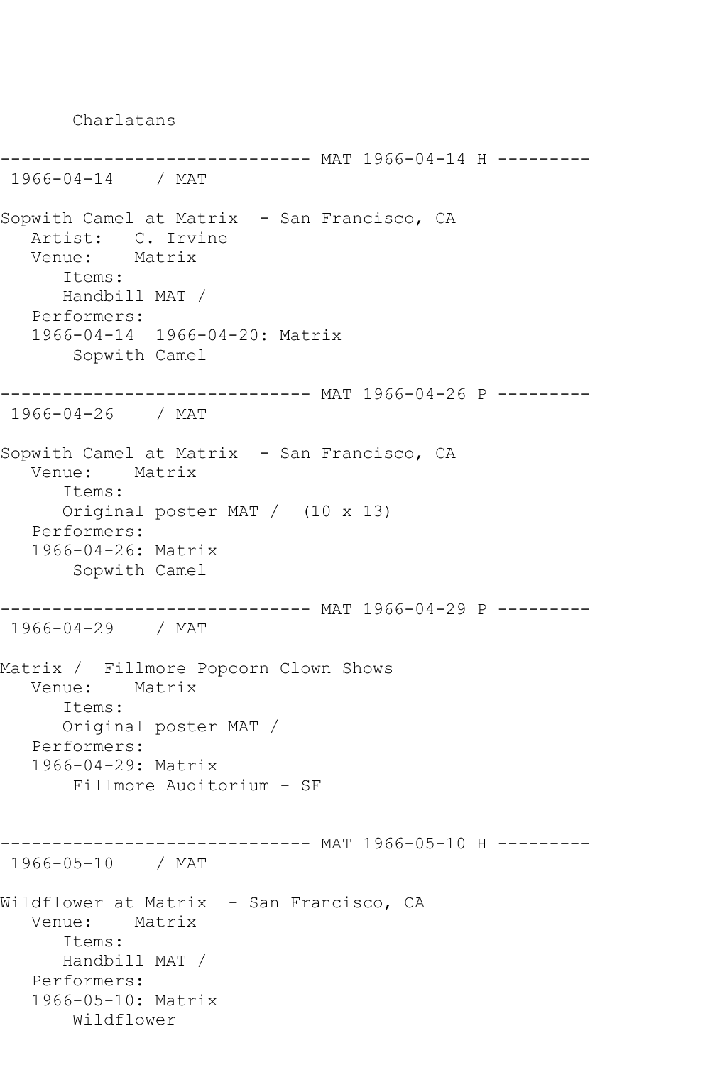Charlatans

------------------------------ MAT 1966-04-14 H ---------
1966-04-14 / MAT

Sopwith Camel at Matrix - San Francisco, CA
Artist: C. Irvine
Venue: Matrix
Items:
Handbill MAT /
Performers:
1966-04-14 1966-04-20: Matrix
Sopwith Camel

------------------------------ MAT 1966-04-26 P ---------
1966-04-26 / MAT

Sopwith Camel at Matrix - San Francisco, CA
Venue: Matrix
Items:
Original poster MAT / (10 x 13)
Performers:
1966-04-26: Matrix
Sopwith Camel

------------------------------ MAT 1966-04-29 P ---------
1966-04-29 / MAT

Matrix / Fillmore Popcorn Clown Shows
Venue: Matrix
Items:
Original poster MAT /
Performers:
1966-04-29: Matrix
Fillmore Auditorium - SF

------------------------------ MAT 1966-05-10 H ---------
1966-05-10 / MAT

Wildflower at Matrix - San Francisco, CA
Venue: Matrix
Items:
Handbill MAT /
Performers:
1966-05-10: Matrix
Wildflower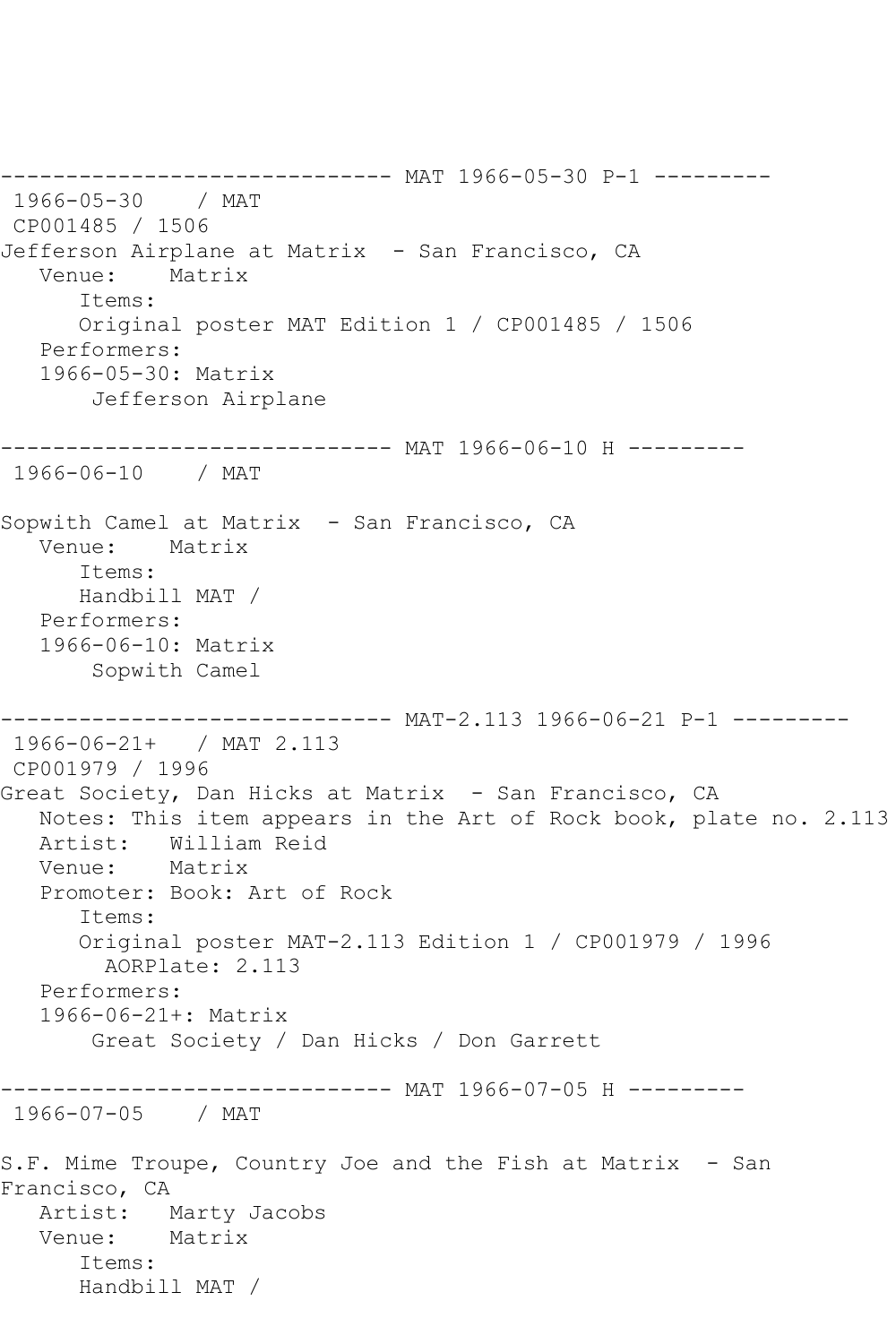------------------------------ MAT 1966-05-30 P-1 ---------

1966-05-30 / MAT

CP001485 / 1506

Jefferson Airplane at Matrix - San Francisco, CA

Venue: Matrix

Items:

Original poster MAT Edition 1 / CP001485 / 1506

Performers:

1966-05-30: Matrix

Jefferson Airplane

------------------------------ MAT 1966-06-10 H ---------

1966-06-10 / MAT

Sopwith Camel at Matrix - San Francisco, CA

Venue: Matrix

Items:

Handbill MAT /

Performers:

1966-06-10: Matrix

Sopwith Camel

------------------------------ MAT-2.113 1966-06-21 P-1 ---------

1966-06-21+ / MAT 2.113

CP001979 / 1996

Great Society, Dan Hicks at Matrix - San Francisco, CA

Notes: This item appears in the Art of Rock book, plate no. 2.113

Artist: William Reid

Venue: Matrix

Promoter: Book: Art of Rock

Items:

Original poster MAT-2.113 Edition 1 / CP001979 / 1996

AORPlate: 2.113

Performers:

1966-06-21+: Matrix

Great Society / Dan Hicks / Don Garrett

------------------------------ MAT 1966-07-05 H ---------

1966-07-05 / MAT

S.F. Mime Troupe, Country Joe and the Fish at Matrix - San Francisco, CA

Artist: Marty Jacobs

Venue: Matrix

Items:

Handbill MAT /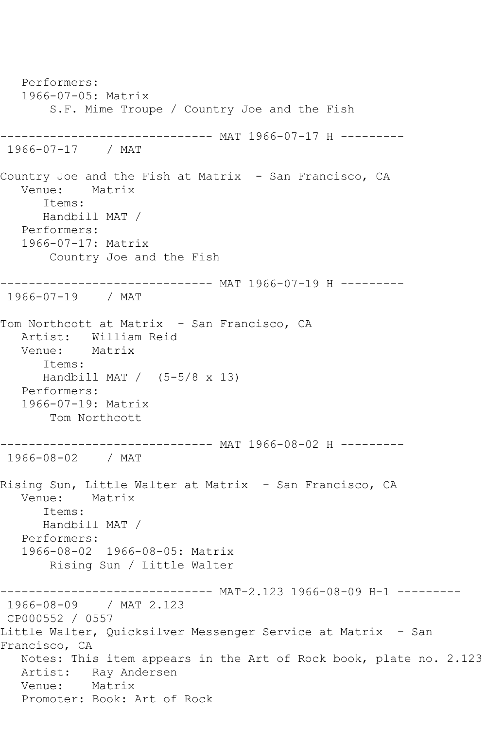```
   Performers:
   1966-07-05: Matrix
       S.F. Mime Troupe / Country Joe and the Fish

------------------------------ MAT 1966-07-17 H ---------
 1966-07-17    / MAT

Country Joe and the Fish at Matrix  - San Francisco, CA
   Venue:    Matrix
      Items:
      Handbill MAT /
   Performers:
   1966-07-17: Matrix
       Country Joe and the Fish

------------------------------ MAT 1966-07-19 H ---------
 1966-07-19    / MAT

Tom Northcott at Matrix  - San Francisco, CA
   Artist:   William Reid
   Venue:    Matrix
      Items:
      Handbill MAT /  (5-5/8 x 13)
   Performers:
   1966-07-19: Matrix
       Tom Northcott

------------------------------ MAT 1966-08-02 H ---------
 1966-08-02    / MAT

Rising Sun, Little Walter at Matrix  - San Francisco, CA
   Venue:    Matrix
      Items:
      Handbill MAT /
   Performers:
   1966-08-02  1966-08-05: Matrix
       Rising Sun / Little Walter

------------------------------ MAT-2.123 1966-08-09 H-1 ---------
 1966-08-09    / MAT 2.123
 CP000552 / 0557
Little Walter, Quicksilver Messenger Service at Matrix  - San
Francisco, CA
   Notes: This item appears in the Art of Rock book, plate no. 2.123
   Artist:   Ray Andersen
   Venue:    Matrix
   Promoter: Book: Art of Rock
```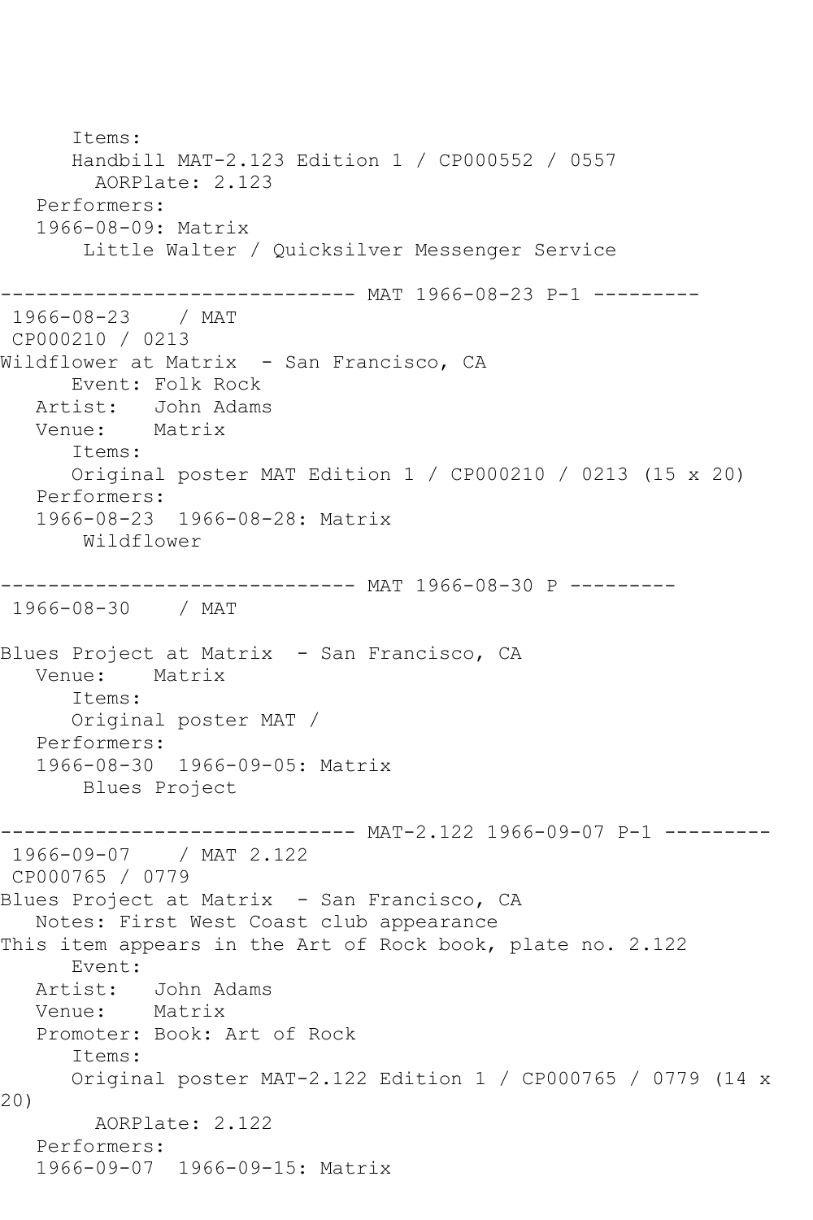```
      Items:
      Handbill MAT-2.123 Edition 1 / CP000552 / 0557
        AORPlate: 2.123
   Performers:
   1966-08-09: Matrix
       Little Walter / Quicksilver Messenger Service

------------------------------ MAT 1966-08-23 P-1 ---------
 1966-08-23    / MAT
 CP000210 / 0213
Wildflower at Matrix  - San Francisco, CA
      Event: Folk Rock
   Artist:   John Adams
   Venue:    Matrix
      Items:
      Original poster MAT Edition 1 / CP000210 / 0213 (15 x 20)
   Performers:
   1966-08-23  1966-08-28: Matrix
       Wildflower

------------------------------ MAT 1966-08-30 P ---------
 1966-08-30    / MAT

Blues Project at Matrix  - San Francisco, CA
   Venue:    Matrix
      Items:
      Original poster MAT /
   Performers:
   1966-08-30  1966-09-05: Matrix
       Blues Project

------------------------------ MAT-2.122 1966-09-07 P-1 ---------
 1966-09-07    / MAT 2.122
 CP000765 / 0779
Blues Project at Matrix  - San Francisco, CA
   Notes: First West Coast club appearance
This item appears in the Art of Rock book, plate no. 2.122
      Event:
   Artist:   John Adams
   Venue:    Matrix
   Promoter: Book: Art of Rock
      Items:
      Original poster MAT-2.122 Edition 1 / CP000765 / 0779 (14 x
20)
        AORPlate: 2.122
   Performers:
   1966-09-07  1966-09-15: Matrix
```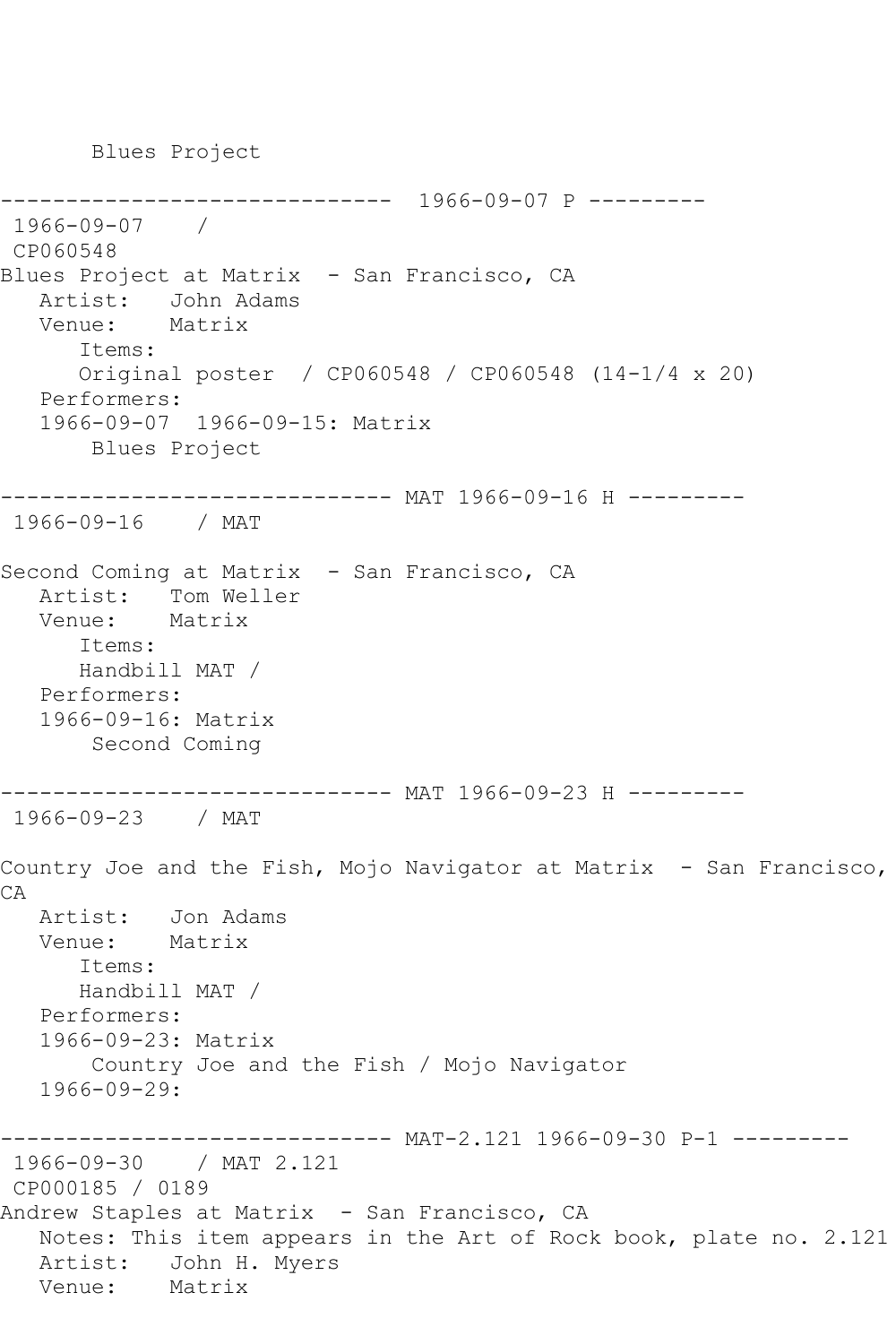Blues Project

------------------------------ 1966-09-07 P ---------

1966-09-07 /
CP060548
Blues Project at Matrix - San Francisco, CA
Artist: John Adams
Venue: Matrix
Items:
Original poster / CP060548 / CP060548 (14-1/4 x 20)
Performers:
1966-09-07 1966-09-15: Matrix
Blues Project

------------------------------ MAT 1966-09-16 H ---------

1966-09-16 / MAT

Second Coming at Matrix - San Francisco, CA
Artist: Tom Weller
Venue: Matrix
Items:
Handbill MAT /
Performers:
1966-09-16: Matrix
Second Coming

------------------------------ MAT 1966-09-23 H ---------

1966-09-23 / MAT

Country Joe and the Fish, Mojo Navigator at Matrix - San Francisco, CA
Artist: Jon Adams
Venue: Matrix
Items:
Handbill MAT /
Performers:
1966-09-23: Matrix
Country Joe and the Fish / Mojo Navigator
1966-09-29:

------------------------------ MAT-2.121 1966-09-30 P-1 ---------

1966-09-30 / MAT 2.121
CP000185 / 0189
Andrew Staples at Matrix - San Francisco, CA
Notes: This item appears in the Art of Rock book, plate no. 2.121
Artist: John H. Myers
Venue: Matrix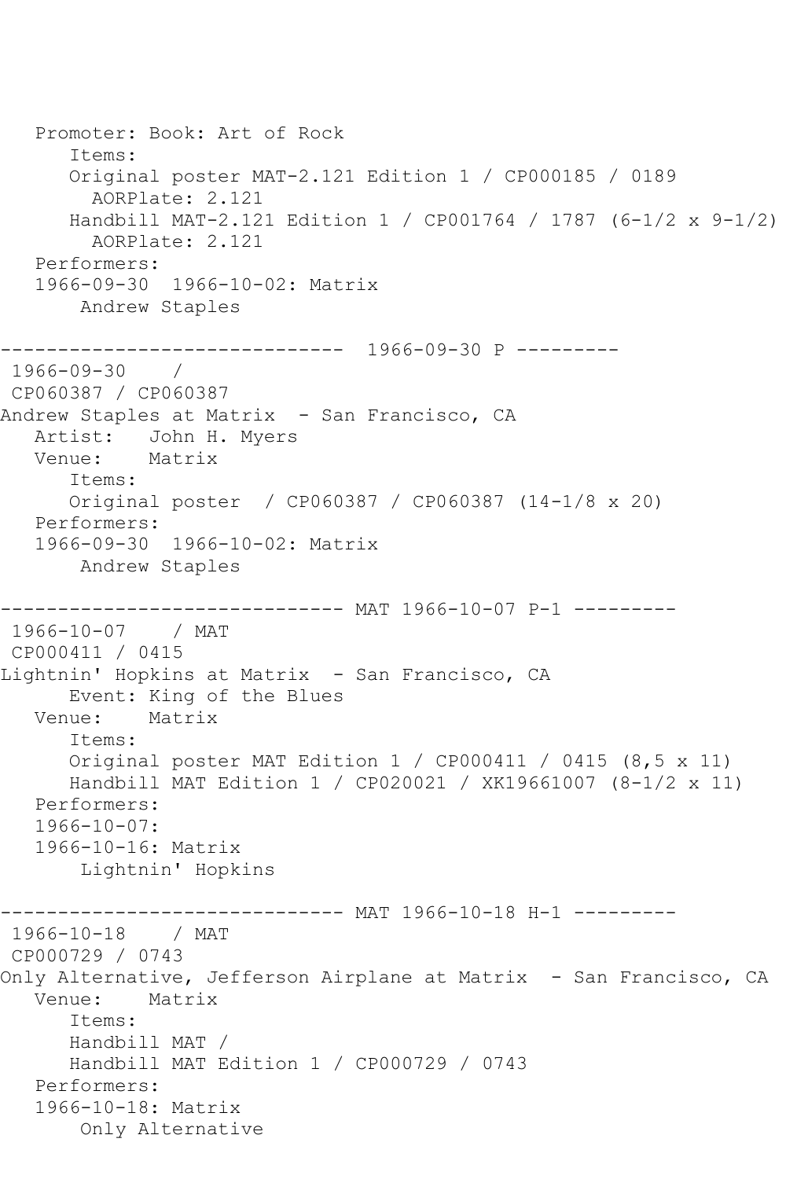```
   Promoter: Book: Art of Rock
      Items:
      Original poster MAT-2.121 Edition 1 / CP000185 / 0189
        AORPlate: 2.121
      Handbill MAT-2.121 Edition 1 / CP001764 / 1787 (6-1/2 x 9-1/2)
        AORPlate: 2.121
   Performers:
   1966-09-30  1966-10-02: Matrix
       Andrew Staples

------------------------------  1966-09-30 P ---------
 1966-09-30    /
 CP060387 / CP060387
Andrew Staples at Matrix  - San Francisco, CA
   Artist:   John H. Myers
   Venue:    Matrix
      Items:
      Original poster  / CP060387 / CP060387 (14-1/8 x 20)
   Performers:
   1966-09-30  1966-10-02: Matrix
       Andrew Staples

------------------------------ MAT 1966-10-07 P-1 ---------
 1966-10-07    / MAT
 CP000411 / 0415
Lightnin' Hopkins at Matrix  - San Francisco, CA
      Event: King of the Blues
   Venue:    Matrix
      Items:
      Original poster MAT Edition 1 / CP000411 / 0415 (8,5 x 11)
      Handbill MAT Edition 1 / CP020021 / XK19661007 (8-1/2 x 11)
   Performers:
   1966-10-07:
   1966-10-16: Matrix
       Lightnin' Hopkins

------------------------------ MAT 1966-10-18 H-1 ---------
 1966-10-18    / MAT
 CP000729 / 0743
Only Alternative, Jefferson Airplane at Matrix  - San Francisco, CA
   Venue:    Matrix
      Items:
      Handbill MAT /
      Handbill MAT Edition 1 / CP000729 / 0743
   Performers:
   1966-10-18: Matrix
       Only Alternative
```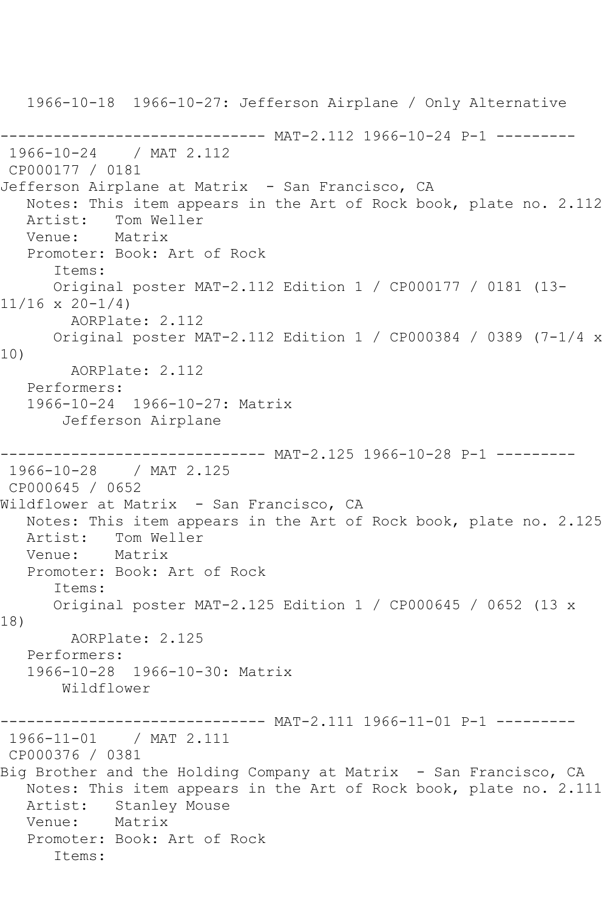1966-10-18  1966-10-27: Jefferson Airplane / Only Alternative

------------------------------ MAT-2.112 1966-10-24 P-1 ---------

1966-10-24    / MAT 2.112
CP000177 / 0181
Jefferson Airplane at Matrix  - San Francisco, CA
   Notes: This item appears in the Art of Rock book, plate no. 2.112
   Artist:   Tom Weller
   Venue:    Matrix
   Promoter: Book: Art of Rock
      Items:
      Original poster MAT-2.112 Edition 1 / CP000177 / 0181 (13-11/16 x 20-1/4)
        AORPlate: 2.112
      Original poster MAT-2.112 Edition 1 / CP000384 / 0389 (7-1/4 x 10)
        AORPlate: 2.112
   Performers:
   1966-10-24  1966-10-27: Matrix
       Jefferson Airplane

------------------------------ MAT-2.125 1966-10-28 P-1 ---------

1966-10-28    / MAT 2.125
CP000645 / 0652
Wildflower at Matrix  - San Francisco, CA
   Notes: This item appears in the Art of Rock book, plate no. 2.125
   Artist:   Tom Weller
   Venue:    Matrix
   Promoter: Book: Art of Rock
      Items:
      Original poster MAT-2.125 Edition 1 / CP000645 / 0652 (13 x 18)
        AORPlate: 2.125
   Performers:
   1966-10-28  1966-10-30: Matrix
       Wildflower

------------------------------ MAT-2.111 1966-11-01 P-1 ---------

1966-11-01    / MAT 2.111
CP000376 / 0381
Big Brother and the Holding Company at Matrix  - San Francisco, CA
   Notes: This item appears in the Art of Rock book, plate no. 2.111
   Artist:   Stanley Mouse
   Venue:    Matrix
   Promoter: Book: Art of Rock
      Items: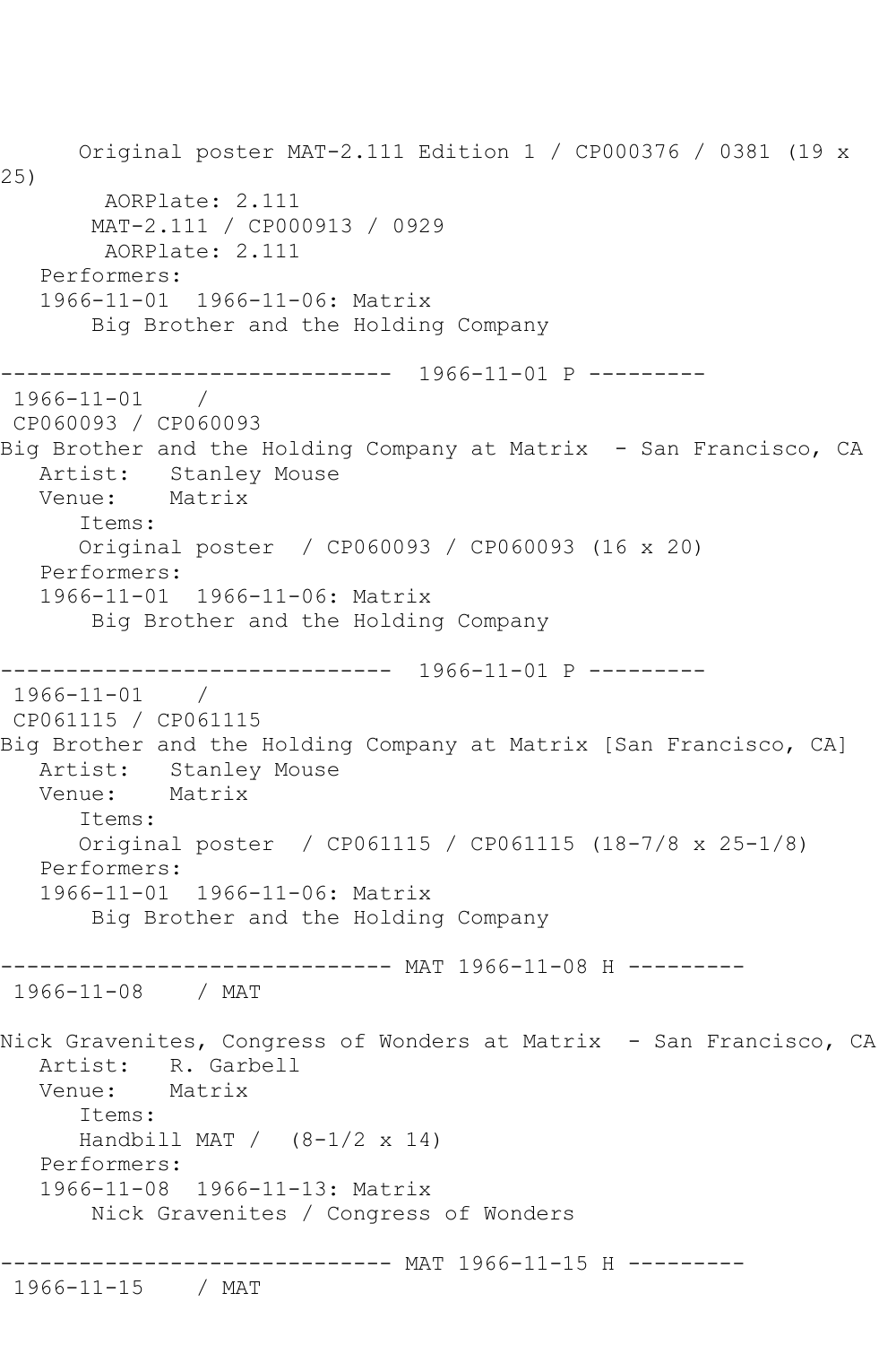```
      Original poster MAT-2.111 Edition 1 / CP000376 / 0381 (19 x 
25)
        AORPlate: 2.111 
       MAT-2.111 / CP000913 / 0929
        AORPlate: 2.111 
   Performers:
   1966-11-01  1966-11-06: Matrix
       Big Brother and the Holding Company

------------------------------  1966-11-01 P ---------
 1966-11-01    / 
 CP060093 / CP060093
Big Brother and the Holding Company at Matrix  - San Francisco, CA
   Artist:   Stanley Mouse
   Venue:    Matrix
      Items:
      Original poster  / CP060093 / CP060093 (16 x 20)
   Performers:
   1966-11-01  1966-11-06: Matrix
       Big Brother and the Holding Company

------------------------------  1966-11-01 P ---------
 1966-11-01    / 
 CP061115 / CP061115
Big Brother and the Holding Company at Matrix [San Francisco, CA]
   Artist:   Stanley Mouse
   Venue:    Matrix
      Items:
      Original poster  / CP061115 / CP061115 (18-7/8 x 25-1/8)
   Performers:
   1966-11-01  1966-11-06: Matrix
       Big Brother and the Holding Company

------------------------------ MAT 1966-11-08 H ---------
 1966-11-08    / MAT

Nick Gravenites, Congress of Wonders at Matrix  - San Francisco, CA
   Artist:   R. Garbell
   Venue:    Matrix
      Items:
      Handbill MAT /  (8-1/2 x 14)
   Performers:
   1966-11-08  1966-11-13: Matrix
       Nick Gravenites / Congress of Wonders

------------------------------ MAT 1966-11-15 H ---------
 1966-11-15    / MAT
```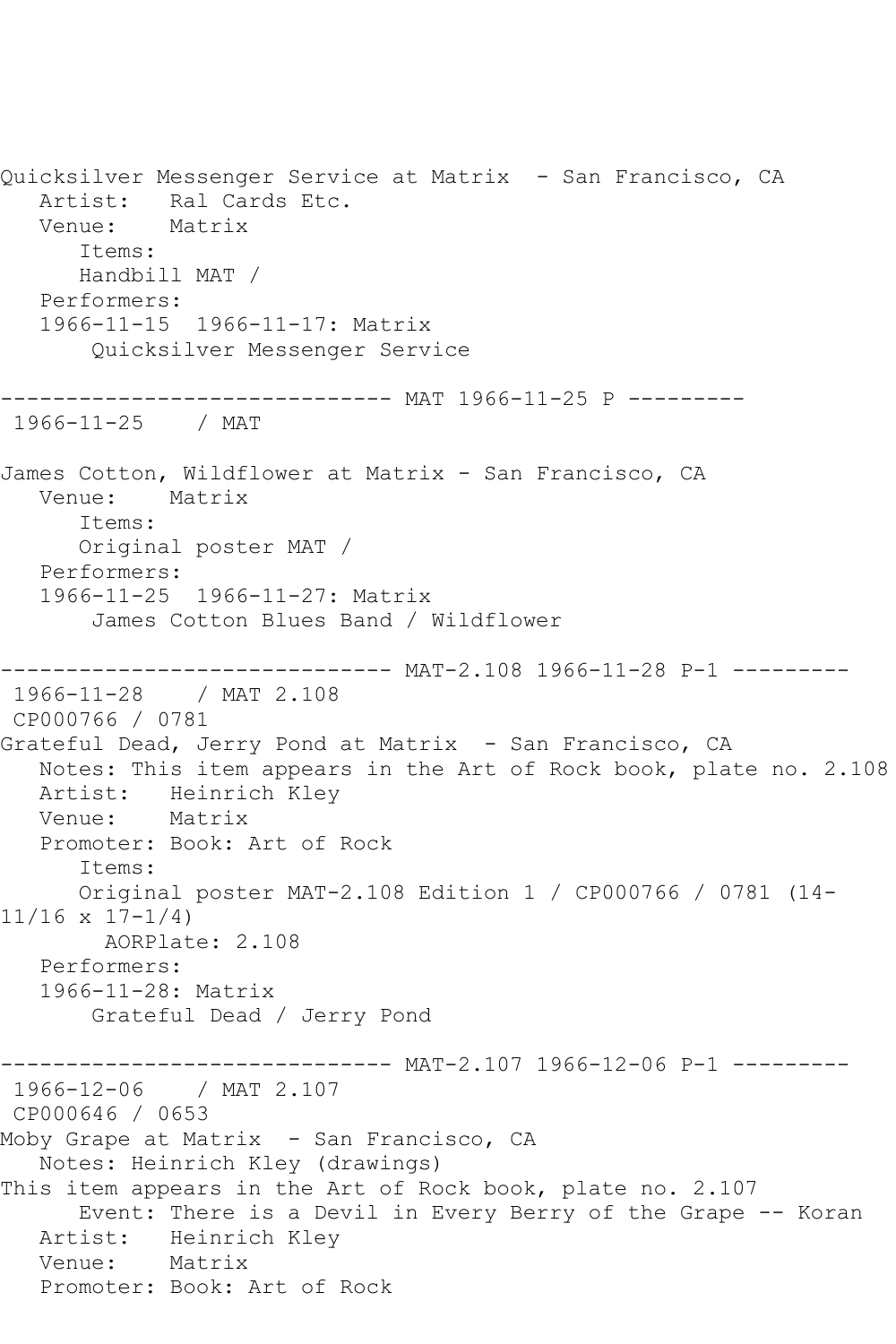Quicksilver Messenger Service at Matrix - San Francisco, CA
   Artist:   Ral Cards Etc.
   Venue:    Matrix
      Items:
      Handbill MAT /
   Performers:
   1966-11-15  1966-11-17: Matrix
       Quicksilver Messenger Service

------------------------------ MAT 1966-11-25 P ---------
 1966-11-25    / MAT

James Cotton, Wildflower at Matrix - San Francisco, CA
   Venue:    Matrix
      Items:
      Original poster MAT /
   Performers:
   1966-11-25  1966-11-27: Matrix
       James Cotton Blues Band / Wildflower

------------------------------ MAT-2.108 1966-11-28 P-1 ---------
 1966-11-28    / MAT 2.108
 CP000766 / 0781
Grateful Dead, Jerry Pond at Matrix - San Francisco, CA
   Notes: This item appears in the Art of Rock book, plate no. 2.108
   Artist:   Heinrich Kley
   Venue:    Matrix
   Promoter: Book: Art of Rock
      Items:
      Original poster MAT-2.108 Edition 1 / CP000766 / 0781 (14-11/16 x 17-1/4)
        AORPlate: 2.108
   Performers:
   1966-11-28: Matrix
       Grateful Dead / Jerry Pond

------------------------------ MAT-2.107 1966-12-06 P-1 ---------
 1966-12-06    / MAT 2.107
 CP000646 / 0653
Moby Grape at Matrix - San Francisco, CA
   Notes: Heinrich Kley (drawings)
This item appears in the Art of Rock book, plate no. 2.107
      Event: There is a Devil in Every Berry of the Grape -- Koran
   Artist:   Heinrich Kley
   Venue:    Matrix
   Promoter: Book: Art of Rock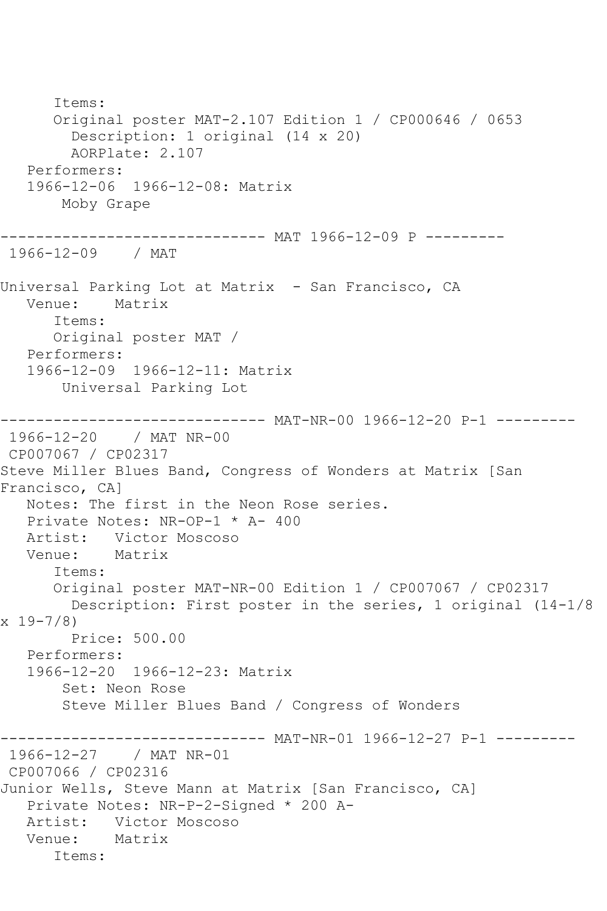Items:
      Original poster MAT-2.107 Edition 1 / CP000646 / 0653
        Description: 1 original (14 x 20)
        AORPlate: 2.107
   Performers:
   1966-12-06  1966-12-08: Matrix
       Moby Grape

------------------------------ MAT 1966-12-09 P ---------
 1966-12-09    / MAT

Universal Parking Lot at Matrix  - San Francisco, CA
   Venue:    Matrix
      Items:
      Original poster MAT /
   Performers:
   1966-12-09  1966-12-11: Matrix
       Universal Parking Lot

------------------------------ MAT-NR-00 1966-12-20 P-1 ---------
 1966-12-20    / MAT NR-00
 CP007067 / CP02317
Steve Miller Blues Band, Congress of Wonders at Matrix [San Francisco, CA]
   Notes: The first in the Neon Rose series.
   Private Notes: NR-OP-1 * A- 400
   Artist:   Victor Moscoso
   Venue:    Matrix
      Items:
      Original poster MAT-NR-00 Edition 1 / CP007067 / CP02317
        Description: First poster in the series, 1 original (14-1/8 x 19-7/8)
        Price: 500.00
   Performers:
   1966-12-20  1966-12-23: Matrix
       Set: Neon Rose
       Steve Miller Blues Band / Congress of Wonders

------------------------------ MAT-NR-01 1966-12-27 P-1 ---------
 1966-12-27    / MAT NR-01
 CP007066 / CP02316
Junior Wells, Steve Mann at Matrix [San Francisco, CA]
   Private Notes: NR-P-2-Signed * 200 A-
   Artist:   Victor Moscoso
   Venue:    Matrix
      Items: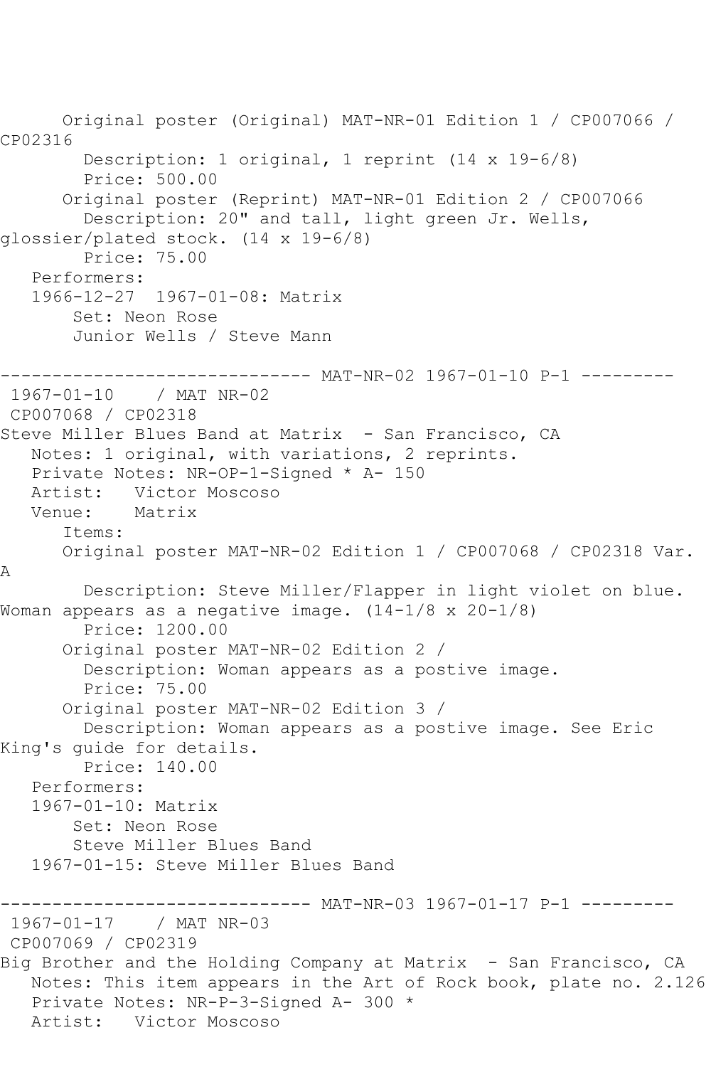Original poster (Original) MAT-NR-01 Edition 1 / CP007066 / CP02316
Description: 1 original, 1 reprint (14 x 19-6/8)
Price: 500.00
Original poster (Reprint) MAT-NR-01 Edition 2 / CP007066
Description: 20" and tall, light green Jr. Wells, glossier/plated stock. (14 x 19-6/8)
Price: 75.00
Performers:
1966-12-27 1967-01-08: Matrix
Set: Neon Rose
Junior Wells / Steve Mann

------------------------------ MAT-NR-02 1967-01-10 P-1 ---------

1967-01-10 / MAT NR-02
CP007068 / CP02318
Steve Miller Blues Band at Matrix - San Francisco, CA
Notes: 1 original, with variations, 2 reprints.
Private Notes: NR-OP-1-Signed * A- 150
Artist: Victor Moscoso
Venue: Matrix
Items:
Original poster MAT-NR-02 Edition 1 / CP007068 / CP02318 Var. A
Description: Steve Miller/Flapper in light violet on blue. Woman appears as a negative image. (14-1/8 x 20-1/8)
Price: 1200.00
Original poster MAT-NR-02 Edition 2 /
Description: Woman appears as a postive image.
Price: 75.00
Original poster MAT-NR-02 Edition 3 /
Description: Woman appears as a postive image. See Eric King's guide for details.
Price: 140.00
Performers:
1967-01-10: Matrix
Set: Neon Rose
Steve Miller Blues Band
1967-01-15: Steve Miller Blues Band

------------------------------ MAT-NR-03 1967-01-17 P-1 ---------

1967-01-17 / MAT NR-03
CP007069 / CP02319
Big Brother and the Holding Company at Matrix - San Francisco, CA
Notes: This item appears in the Art of Rock book, plate no. 2.126
Private Notes: NR-P-3-Signed A- 300 *
Artist: Victor Moscoso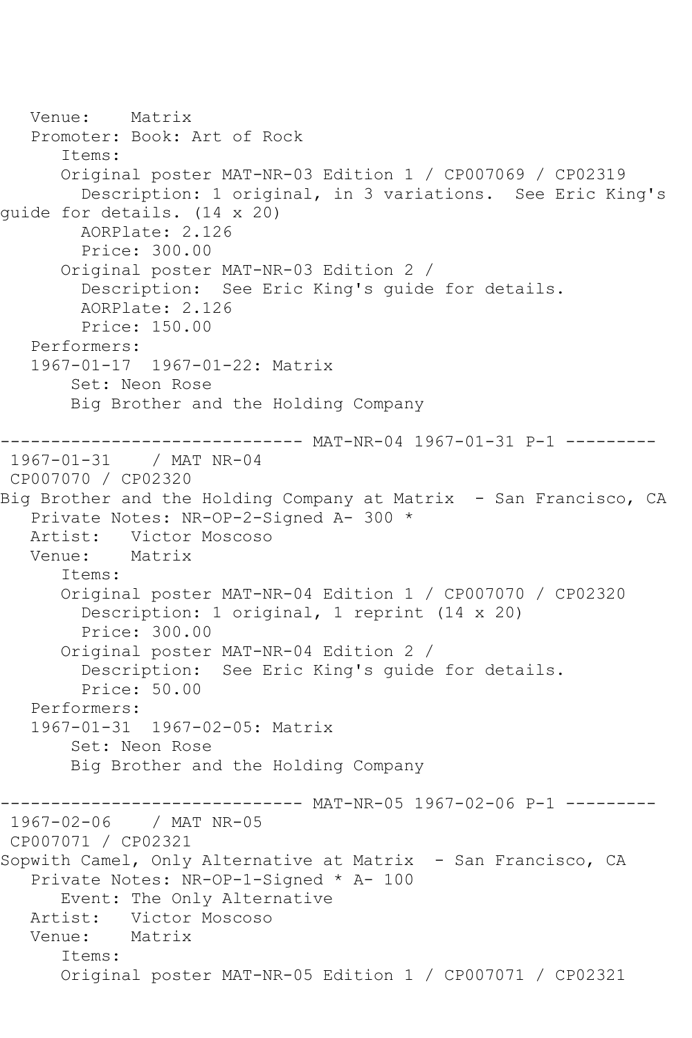```
   Venue:    Matrix
   Promoter: Book: Art of Rock
      Items:
      Original poster MAT-NR-03 Edition 1 / CP007069 / CP02319
        Description: 1 original, in 3 variations.  See Eric King's
guide for details. (14 x 20)
        AORPlate: 2.126
        Price: 300.00
      Original poster MAT-NR-03 Edition 2 /
        Description:  See Eric King's guide for details.
        AORPlate: 2.126
        Price: 150.00
   Performers:
   1967-01-17  1967-01-22: Matrix
       Set: Neon Rose
       Big Brother and the Holding Company

------------------------------ MAT-NR-04 1967-01-31 P-1 ---------
 1967-01-31    / MAT NR-04
 CP007070 / CP02320
Big Brother and the Holding Company at Matrix  - San Francisco, CA
   Private Notes: NR-OP-2-Signed A- 300 *
   Artist:   Victor Moscoso
   Venue:    Matrix
      Items:
      Original poster MAT-NR-04 Edition 1 / CP007070 / CP02320
        Description: 1 original, 1 reprint (14 x 20)
        Price: 300.00
      Original poster MAT-NR-04 Edition 2 /
        Description:  See Eric King's guide for details.
        Price: 50.00
   Performers:
   1967-01-31  1967-02-05: Matrix
       Set: Neon Rose
       Big Brother and the Holding Company

------------------------------ MAT-NR-05 1967-02-06 P-1 ---------
 1967-02-06    / MAT NR-05
 CP007071 / CP02321
Sopwith Camel, Only Alternative at Matrix  - San Francisco, CA
   Private Notes: NR-OP-1-Signed * A- 100
      Event: The Only Alternative
   Artist:   Victor Moscoso
   Venue:    Matrix
      Items:
      Original poster MAT-NR-05 Edition 1 / CP007071 / CP02321
```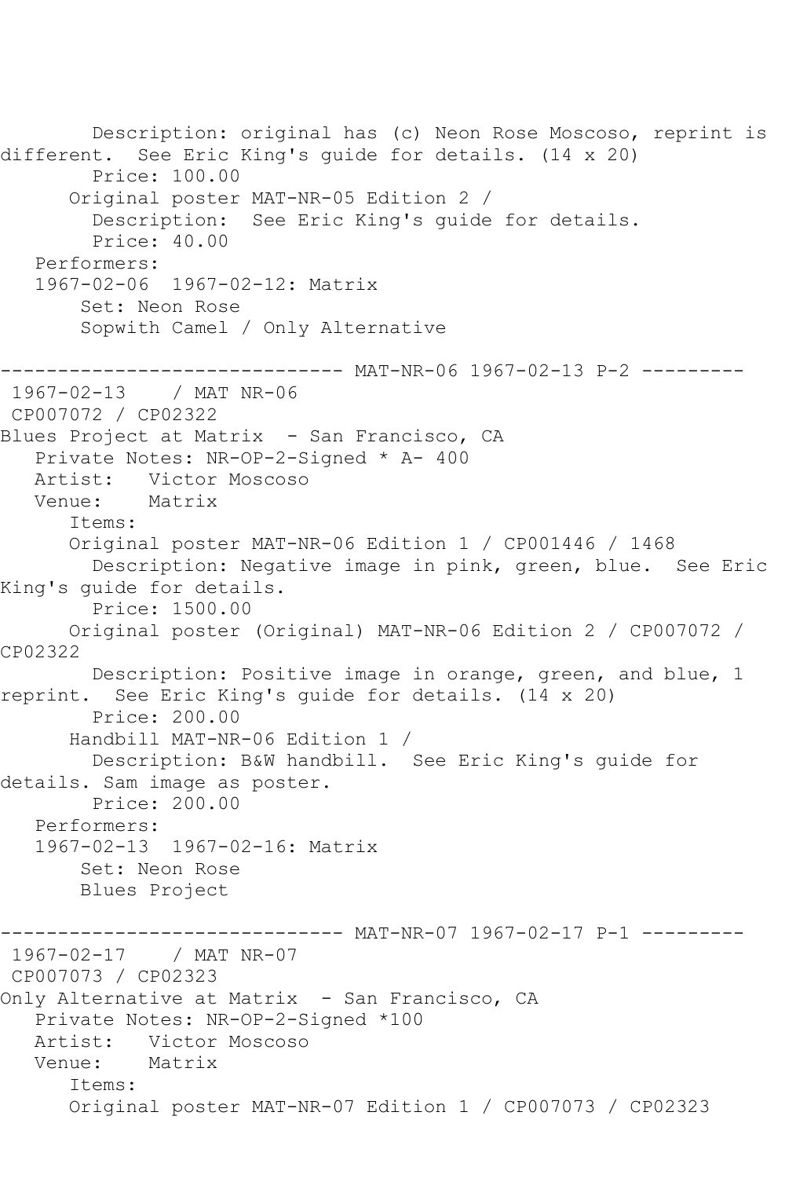Description: original has (c) Neon Rose Moscoso, reprint is different.  See Eric King's guide for details. (14 x 20)
        Price: 100.00
      Original poster MAT-NR-05 Edition 2 /
        Description:  See Eric King's guide for details.
        Price: 40.00
   Performers:
   1967-02-06  1967-02-12: Matrix
       Set: Neon Rose
       Sopwith Camel / Only Alternative

------------------------------ MAT-NR-06 1967-02-13 P-2 ---------
 1967-02-13    / MAT NR-06
 CP007072 / CP02322
Blues Project at Matrix  - San Francisco, CA
   Private Notes: NR-OP-2-Signed * A- 400
   Artist:   Victor Moscoso
   Venue:    Matrix
      Items:
      Original poster MAT-NR-06 Edition 1 / CP001446 / 1468
        Description: Negative image in pink, green, blue.  See Eric King's guide for details.
        Price: 1500.00
      Original poster (Original) MAT-NR-06 Edition 2 / CP007072 / CP02322
        Description: Positive image in orange, green, and blue, 1 reprint.  See Eric King's guide for details. (14 x 20)
        Price: 200.00
      Handbill MAT-NR-06 Edition 1 /
        Description: B&W handbill.  See Eric King's guide for details. Sam image as poster.
        Price: 200.00
   Performers:
   1967-02-13  1967-02-16: Matrix
       Set: Neon Rose
       Blues Project

------------------------------ MAT-NR-07 1967-02-17 P-1 ---------
 1967-02-17    / MAT NR-07
 CP007073 / CP02323
Only Alternative at Matrix  - San Francisco, CA
   Private Notes: NR-OP-2-Signed *100
   Artist:   Victor Moscoso
   Venue:    Matrix
      Items:
      Original poster MAT-NR-07 Edition 1 / CP007073 / CP02323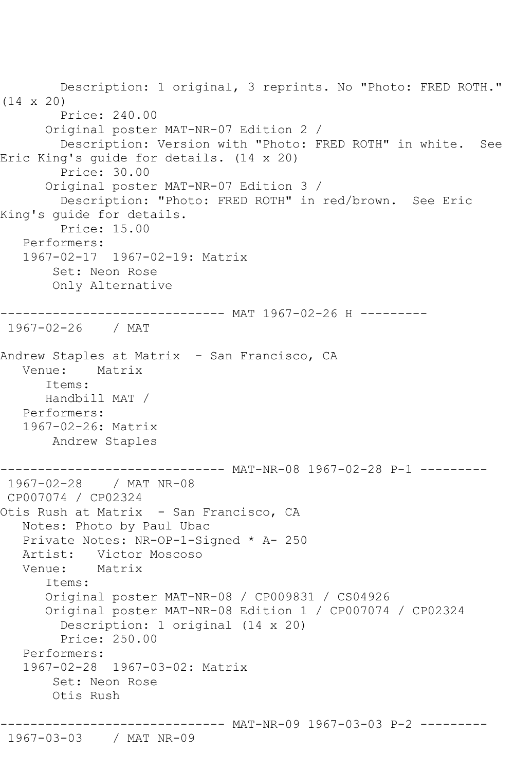```
        Description: 1 original, 3 reprints. No "Photo: FRED ROTH."
(14 x 20)
        Price: 240.00
      Original poster MAT-NR-07 Edition 2 /
        Description: Version with "Photo: FRED ROTH" in white.  See
Eric King's guide for details. (14 x 20)
        Price: 30.00
      Original poster MAT-NR-07 Edition 3 /
        Description: "Photo: FRED ROTH" in red/brown.  See Eric
King's guide for details.
        Price: 15.00
   Performers:
   1967-02-17  1967-02-19: Matrix
       Set: Neon Rose
       Only Alternative

------------------------------ MAT 1967-02-26 H ---------
 1967-02-26    / MAT

Andrew Staples at Matrix  - San Francisco, CA
   Venue:    Matrix
      Items:
      Handbill MAT /
   Performers:
   1967-02-26: Matrix
       Andrew Staples

------------------------------ MAT-NR-08 1967-02-28 P-1 ---------
 1967-02-28    / MAT NR-08
 CP007074 / CP02324
Otis Rush at Matrix  - San Francisco, CA
   Notes: Photo by Paul Ubac
   Private Notes: NR-OP-1-Signed * A- 250
   Artist:   Victor Moscoso
   Venue:    Matrix
      Items:
      Original poster MAT-NR-08 / CP009831 / CS04926
      Original poster MAT-NR-08 Edition 1 / CP007074 / CP02324
        Description: 1 original (14 x 20)
        Price: 250.00
   Performers:
   1967-02-28  1967-03-02: Matrix
       Set: Neon Rose
       Otis Rush

------------------------------ MAT-NR-09 1967-03-03 P-2 ---------
 1967-03-03    / MAT NR-09
```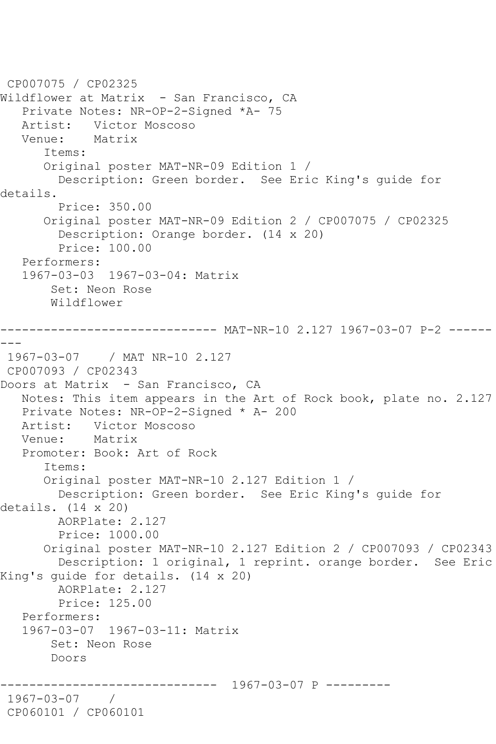CP007075 / CP02325
Wildflower at Matrix  - San Francisco, CA
   Private Notes: NR-OP-2-Signed *A- 75
   Artist:   Victor Moscoso
   Venue:    Matrix
      Items:
      Original poster MAT-NR-09 Edition 1 /
        Description: Green border.  See Eric King's guide for details.
        Price: 350.00
      Original poster MAT-NR-09 Edition 2 / CP007075 / CP02325
        Description: Orange border. (14 x 20)
        Price: 100.00
   Performers:
   1967-03-03  1967-03-04: Matrix
       Set: Neon Rose
       Wildflower

------------------------------ MAT-NR-10 2.127 1967-03-07 P-2 ---------

1967-03-07    / MAT NR-10 2.127
CP007093 / CP02343
Doors at Matrix  - San Francisco, CA
   Notes: This item appears in the Art of Rock book, plate no. 2.127
   Private Notes: NR-OP-2-Signed * A- 200
   Artist:   Victor Moscoso
   Venue:    Matrix
   Promoter: Book: Art of Rock
      Items:
      Original poster MAT-NR-10 2.127 Edition 1 /
        Description: Green border.  See Eric King's guide for details. (14 x 20)
        AORPlate: 2.127
        Price: 1000.00
      Original poster MAT-NR-10 2.127 Edition 2 / CP007093 / CP02343
        Description: 1 original, 1 reprint. orange border.  See Eric King's guide for details. (14 x 20)
        AORPlate: 2.127
        Price: 125.00
   Performers:
   1967-03-07  1967-03-11: Matrix
       Set: Neon Rose
       Doors

------------------------------  1967-03-07 P ---------

1967-03-07    /
CP060101 / CP060101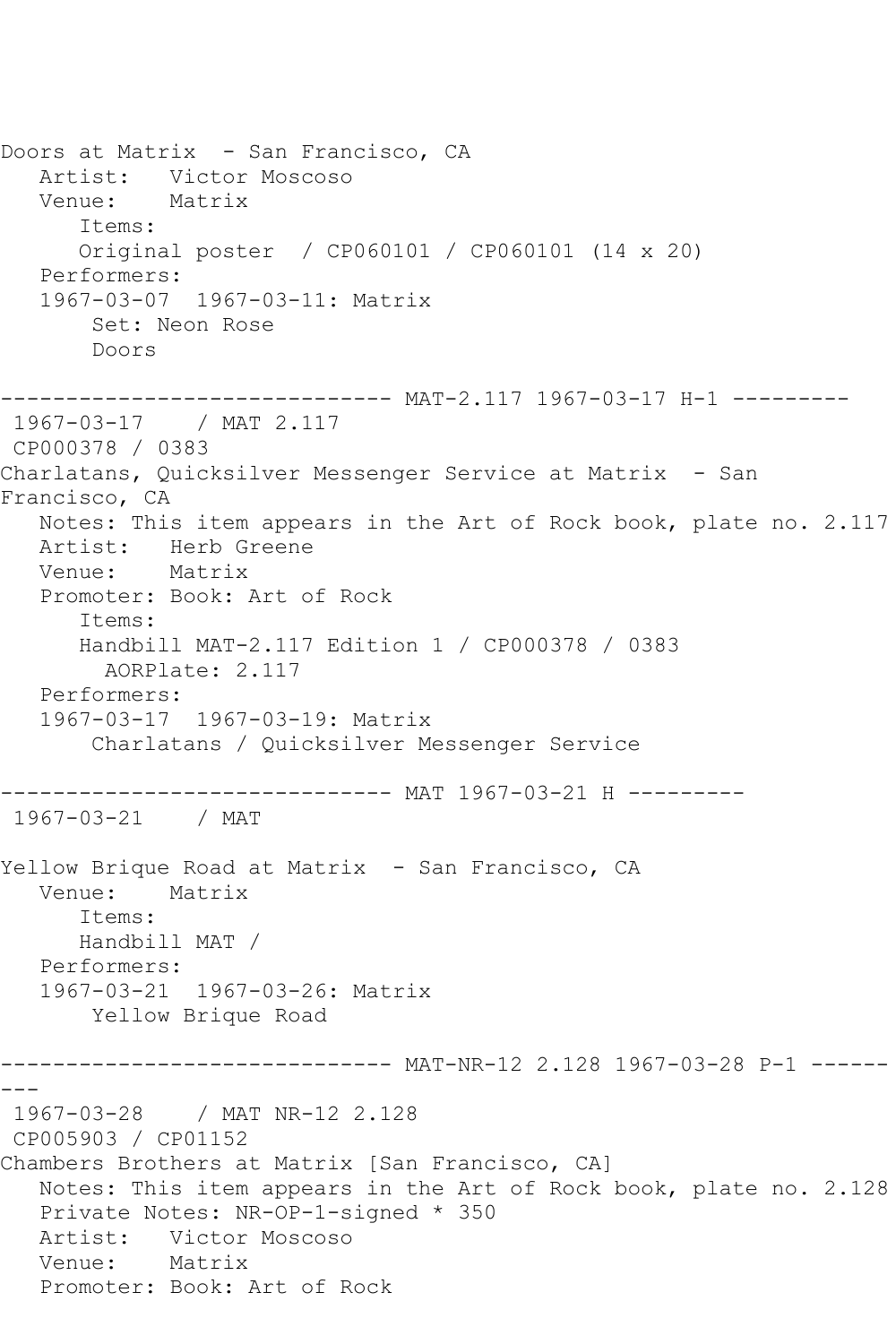Doors at Matrix  - San Francisco, CA
   Artist:   Victor Moscoso
   Venue:    Matrix
      Items:
      Original poster  / CP060101 / CP060101 (14 x 20)
   Performers:
   1967-03-07  1967-03-11: Matrix
       Set: Neon Rose
       Doors

------------------------------ MAT-2.117 1967-03-17 H-1 ---------
 1967-03-17    / MAT 2.117
 CP000378 / 0383
Charlatans, Quicksilver Messenger Service at Matrix  - San Francisco, CA
   Notes: This item appears in the Art of Rock book, plate no. 2.117
   Artist:   Herb Greene
   Venue:    Matrix
   Promoter: Book: Art of Rock
      Items:
      Handbill MAT-2.117 Edition 1 / CP000378 / 0383
        AORPlate: 2.117
   Performers:
   1967-03-17  1967-03-19: Matrix
       Charlatans / Quicksilver Messenger Service

------------------------------ MAT 1967-03-21 H ---------
 1967-03-21    / MAT

Yellow Brique Road at Matrix  - San Francisco, CA
   Venue:    Matrix
      Items:
      Handbill MAT /
   Performers:
   1967-03-21  1967-03-26: Matrix
       Yellow Brique Road

------------------------------ MAT-NR-12 2.128 1967-03-28 P-1 ---------
 1967-03-28    / MAT NR-12 2.128
 CP005903 / CP01152
Chambers Brothers at Matrix [San Francisco, CA]
   Notes: This item appears in the Art of Rock book, plate no. 2.128
   Private Notes: NR-OP-1-signed * 350
   Artist:   Victor Moscoso
   Venue:    Matrix
   Promoter: Book: Art of Rock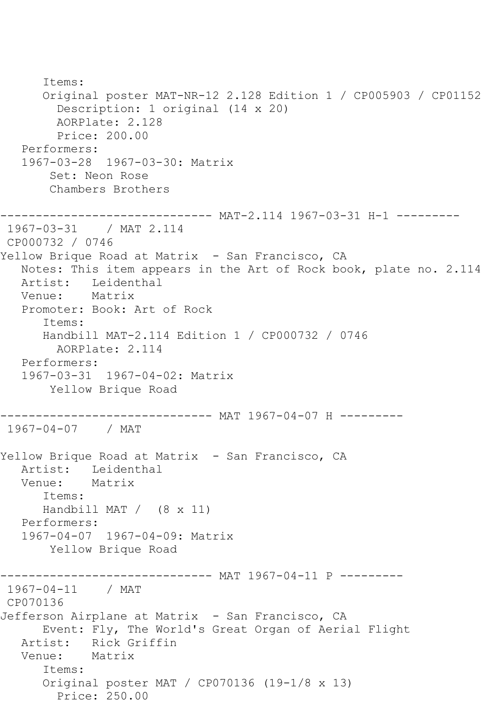```
      Items:
      Original poster MAT-NR-12 2.128 Edition 1 / CP005903 / CP01152
        Description: 1 original (14 x 20)
        AORPlate: 2.128
        Price: 200.00
   Performers:
   1967-03-28  1967-03-30: Matrix
       Set: Neon Rose
       Chambers Brothers

------------------------------ MAT-2.114 1967-03-31 H-1 ---------
 1967-03-31    / MAT 2.114
 CP000732 / 0746
Yellow Brique Road at Matrix  - San Francisco, CA
   Notes: This item appears in the Art of Rock book, plate no. 2.114
   Artist:   Leidenthal
   Venue:    Matrix
   Promoter: Book: Art of Rock
      Items:
      Handbill MAT-2.114 Edition 1 / CP000732 / 0746
        AORPlate: 2.114
   Performers:
   1967-03-31  1967-04-02: Matrix
       Yellow Brique Road

------------------------------ MAT 1967-04-07 H ---------
 1967-04-07    / MAT

Yellow Brique Road at Matrix  - San Francisco, CA
   Artist:   Leidenthal
   Venue:    Matrix
      Items:
      Handbill MAT /  (8 x 11)
   Performers:
   1967-04-07  1967-04-09: Matrix
       Yellow Brique Road

------------------------------ MAT 1967-04-11 P ---------
 1967-04-11    / MAT
 CP070136
Jefferson Airplane at Matrix  - San Francisco, CA
      Event: Fly, The World's Great Organ of Aerial Flight
   Artist:   Rick Griffin
   Venue:    Matrix
      Items:
      Original poster MAT / CP070136 (19-1/8 x 13)
        Price: 250.00
```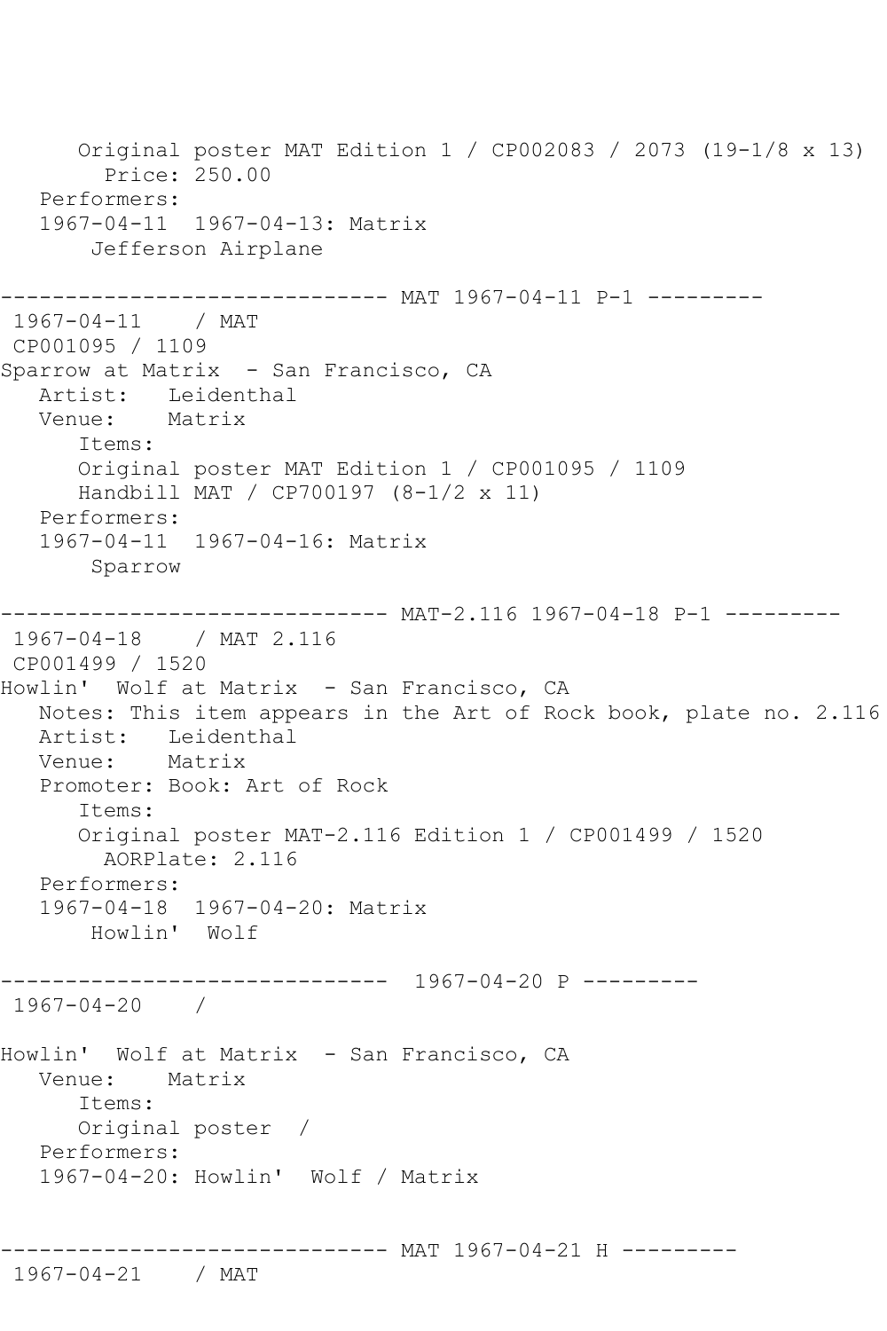```
      Original poster MAT Edition 1 / CP002083 / 2073 (19-1/8 x 13)
        Price: 250.00
   Performers:
   1967-04-11  1967-04-13: Matrix
       Jefferson Airplane

------------------------------ MAT 1967-04-11 P-1 ---------
 1967-04-11    / MAT
 CP001095 / 1109
Sparrow at Matrix  - San Francisco, CA
   Artist:   Leidenthal
   Venue:    Matrix
      Items:
      Original poster MAT Edition 1 / CP001095 / 1109
      Handbill MAT / CP700197 (8-1/2 x 11)
   Performers:
   1967-04-11  1967-04-16: Matrix
       Sparrow

------------------------------ MAT-2.116 1967-04-18 P-1 ---------
 1967-04-18    / MAT 2.116
 CP001499 / 1520
Howlin'  Wolf at Matrix  - San Francisco, CA
   Notes: This item appears in the Art of Rock book, plate no. 2.116
   Artist:   Leidenthal
   Venue:    Matrix
   Promoter: Book: Art of Rock
      Items:
      Original poster MAT-2.116 Edition 1 / CP001499 / 1520
        AORPlate: 2.116
   Performers:
   1967-04-18  1967-04-20: Matrix
       Howlin'  Wolf

------------------------------  1967-04-20 P ---------
 1967-04-20    /

Howlin'  Wolf at Matrix  - San Francisco, CA
   Venue:    Matrix
      Items:
      Original poster  /
   Performers:
   1967-04-20: Howlin'  Wolf / Matrix


------------------------------ MAT 1967-04-21 H ---------
 1967-04-21    / MAT
```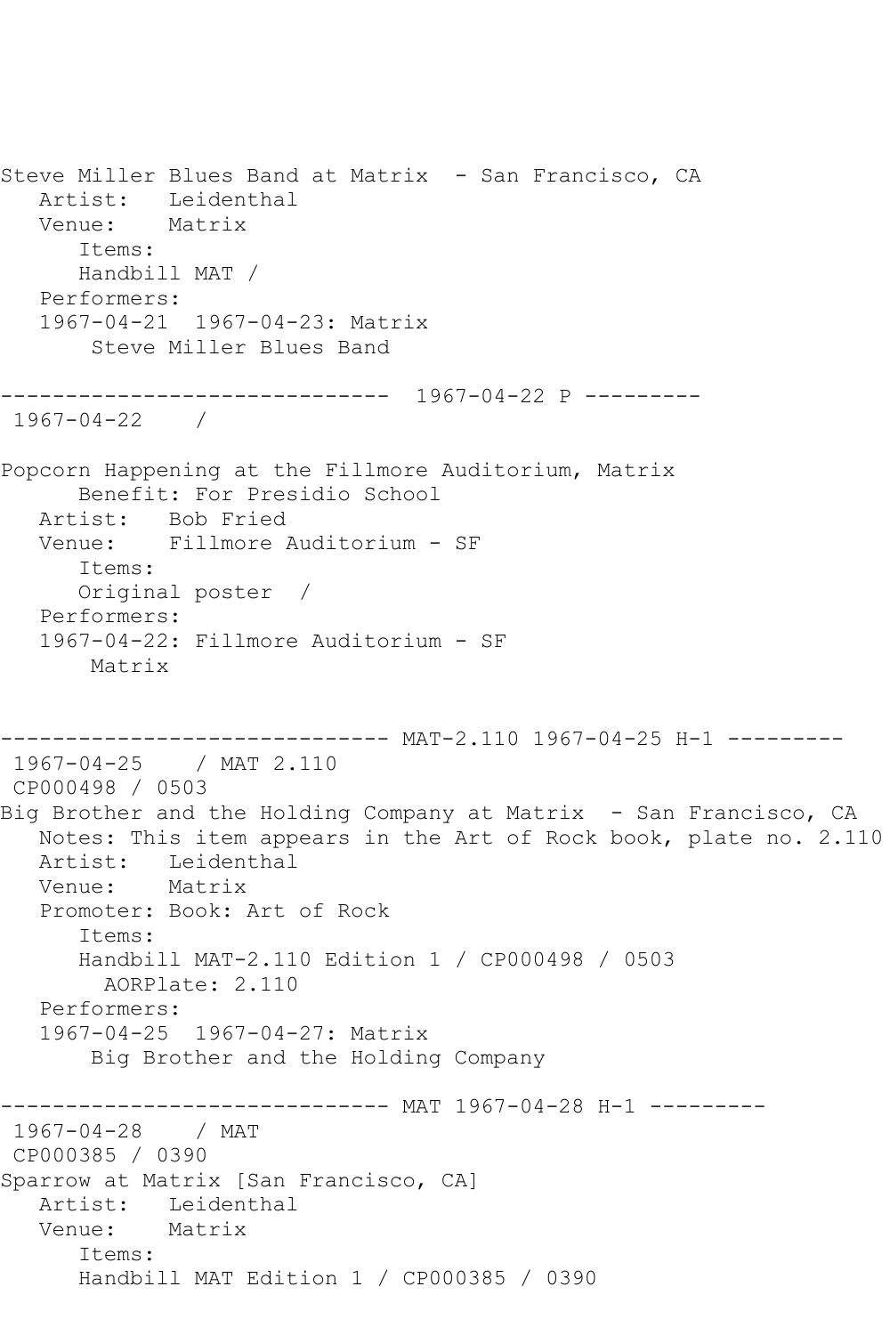```
Steve Miller Blues Band at Matrix  - San Francisco, CA
   Artist:   Leidenthal
   Venue:    Matrix
      Items:
      Handbill MAT /
   Performers:
   1967-04-21  1967-04-23: Matrix
       Steve Miller Blues Band

------------------------------  1967-04-22 P ---------
 1967-04-22    /

Popcorn Happening at the Fillmore Auditorium, Matrix
      Benefit: For Presidio School
   Artist:   Bob Fried
   Venue:    Fillmore Auditorium - SF
      Items:
      Original poster  /
   Performers:
   1967-04-22: Fillmore Auditorium - SF
       Matrix


------------------------------ MAT-2.110 1967-04-25 H-1 ---------
 1967-04-25    / MAT 2.110
 CP000498 / 0503
Big Brother and the Holding Company at Matrix  - San Francisco, CA
   Notes: This item appears in the Art of Rock book, plate no. 2.110
   Artist:   Leidenthal
   Venue:    Matrix
   Promoter: Book: Art of Rock
      Items:
      Handbill MAT-2.110 Edition 1 / CP000498 / 0503
        AORPlate: 2.110
   Performers:
   1967-04-25  1967-04-27: Matrix
       Big Brother and the Holding Company

------------------------------ MAT 1967-04-28 H-1 ---------
 1967-04-28    / MAT
 CP000385 / 0390
Sparrow at Matrix [San Francisco, CA]
   Artist:   Leidenthal
   Venue:    Matrix
      Items:
      Handbill MAT Edition 1 / CP000385 / 0390
```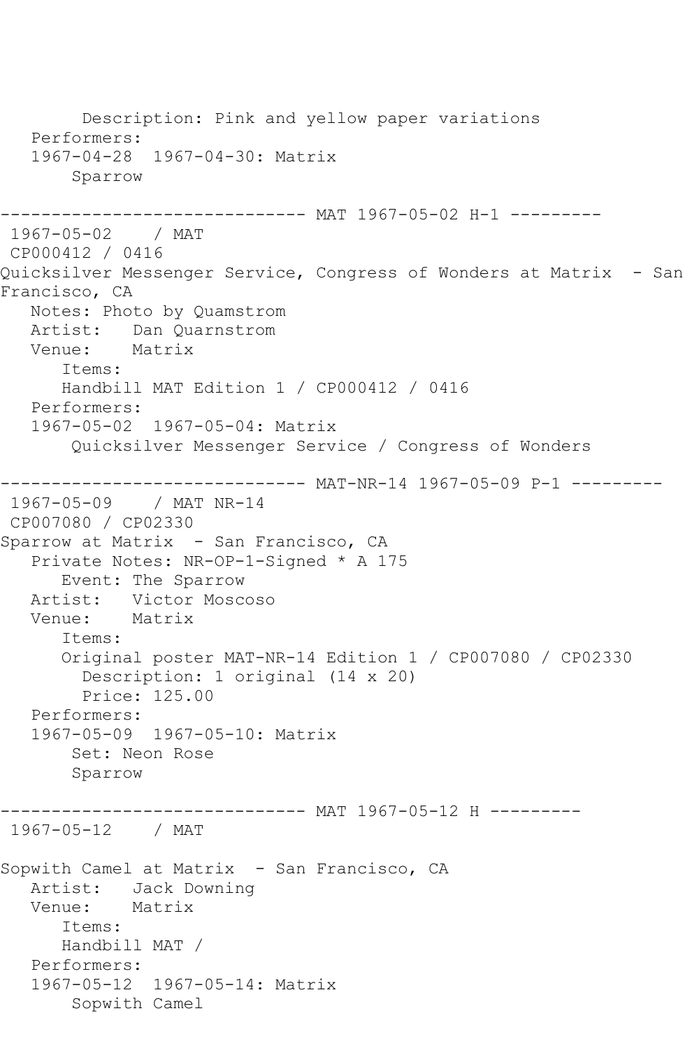Description: Pink and yellow paper variations
Performers:
1967-04-28 1967-04-30: Matrix
Sparrow

------------------------------ MAT 1967-05-02 H-1 ---------

1967-05-02 / MAT
CP000412 / 0416
Quicksilver Messenger Service, Congress of Wonders at Matrix - San Francisco, CA
Notes: Photo by Quamstrom
Artist: Dan Quarnstrom
Venue: Matrix
Items:
Handbill MAT Edition 1 / CP000412 / 0416
Performers:
1967-05-02 1967-05-04: Matrix
Quicksilver Messenger Service / Congress of Wonders

------------------------------ MAT-NR-14 1967-05-09 P-1 ---------

1967-05-09 / MAT NR-14
CP007080 / CP02330
Sparrow at Matrix - San Francisco, CA
Private Notes: NR-OP-1-Signed * A 175
Event: The Sparrow
Artist: Victor Moscoso
Venue: Matrix
Items:
Original poster MAT-NR-14 Edition 1 / CP007080 / CP02330
Description: 1 original (14 x 20)
Price: 125.00
Performers:
1967-05-09 1967-05-10: Matrix
Set: Neon Rose
Sparrow

------------------------------ MAT 1967-05-12 H ---------

1967-05-12 / MAT

Sopwith Camel at Matrix - San Francisco, CA
Artist: Jack Downing
Venue: Matrix
Items:
Handbill MAT /
Performers:
1967-05-12 1967-05-14: Matrix
Sopwith Camel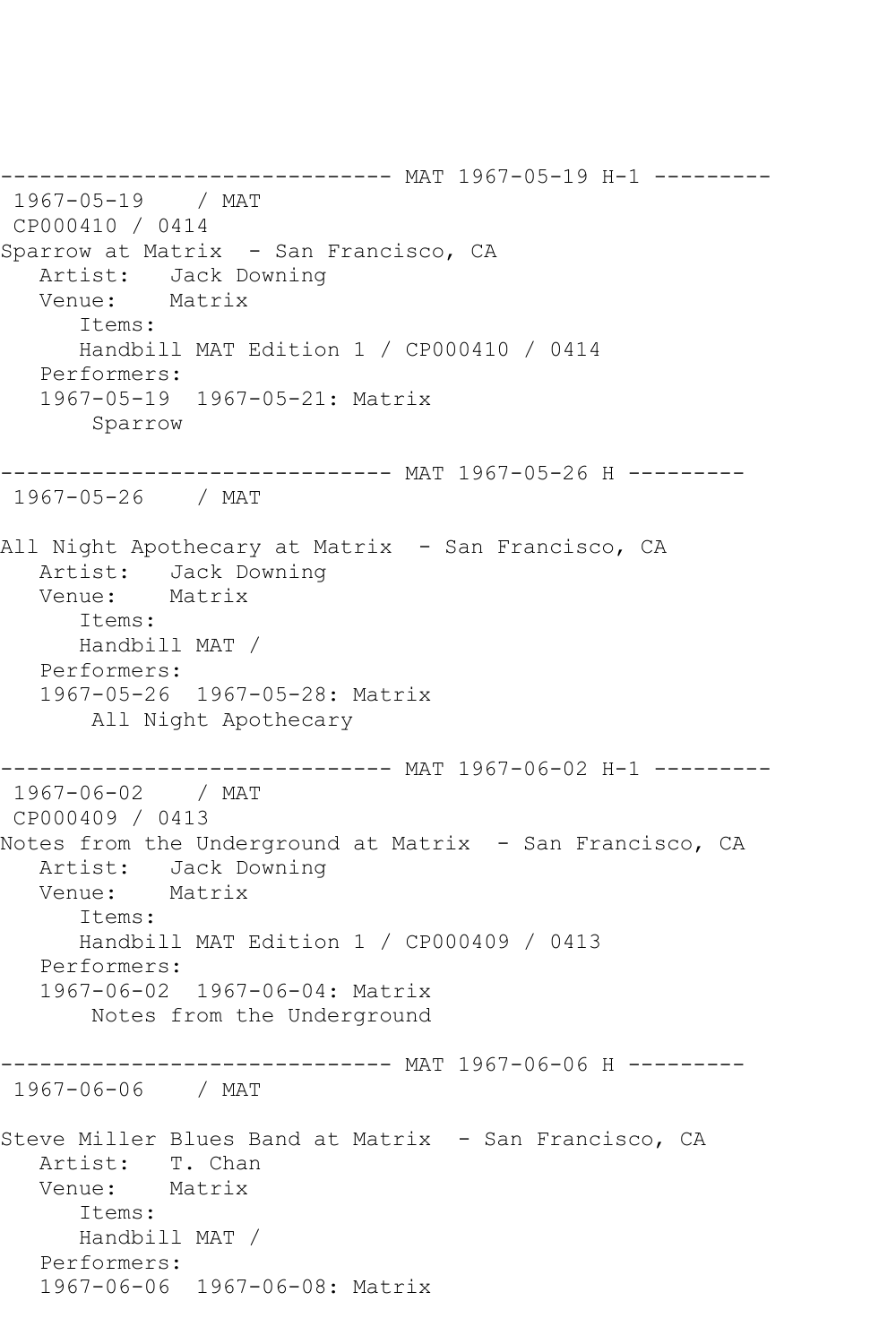```
------------------------------ MAT 1967-05-19 H-1 ---------
 1967-05-19    / MAT
 CP000410 / 0414
Sparrow at Matrix  - San Francisco, CA
   Artist:   Jack Downing
   Venue:    Matrix
      Items:
      Handbill MAT Edition 1 / CP000410 / 0414
   Performers:
   1967-05-19  1967-05-21: Matrix
       Sparrow

------------------------------ MAT 1967-05-26 H ---------
 1967-05-26    / MAT

All Night Apothecary at Matrix  - San Francisco, CA
   Artist:   Jack Downing
   Venue:    Matrix
      Items:
      Handbill MAT /
   Performers:
   1967-05-26  1967-05-28: Matrix
       All Night Apothecary

------------------------------ MAT 1967-06-02 H-1 ---------
 1967-06-02    / MAT
 CP000409 / 0413
Notes from the Underground at Matrix  - San Francisco, CA
   Artist:   Jack Downing
   Venue:    Matrix
      Items:
      Handbill MAT Edition 1 / CP000409 / 0413
   Performers:
   1967-06-02  1967-06-04: Matrix
       Notes from the Underground

------------------------------ MAT 1967-06-06 H ---------
 1967-06-06    / MAT

Steve Miller Blues Band at Matrix  - San Francisco, CA
   Artist:   T. Chan
   Venue:    Matrix
      Items:
      Handbill MAT /
   Performers:
   1967-06-06  1967-06-08: Matrix
```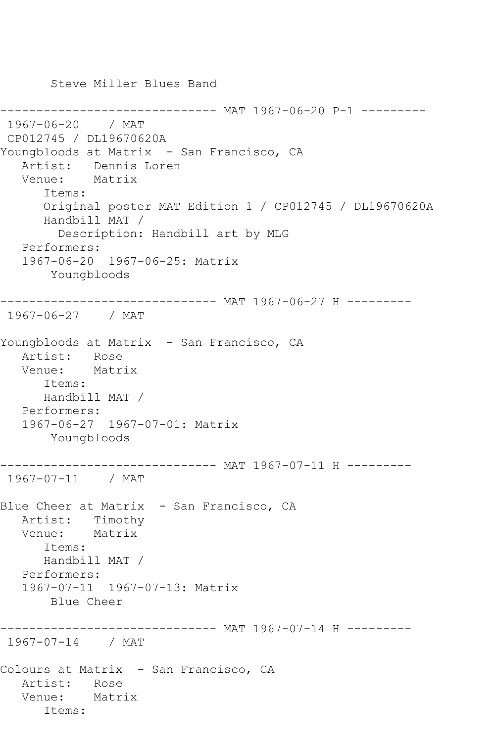```
       Steve Miller Blues Band

------------------------------ MAT 1967-06-20 P-1 ---------
 1967-06-20    / MAT
 CP012745 / DL19670620A
Youngbloods at Matrix  - San Francisco, CA
   Artist:   Dennis Loren
   Venue:    Matrix
      Items:
      Original poster MAT Edition 1 / CP012745 / DL19670620A
      Handbill MAT /
        Description: Handbill art by MLG
   Performers:
   1967-06-20  1967-06-25: Matrix
       Youngbloods

------------------------------ MAT 1967-06-27 H ---------
 1967-06-27    / MAT

Youngbloods at Matrix  - San Francisco, CA
   Artist:   Rose
   Venue:    Matrix
      Items:
      Handbill MAT /
   Performers:
   1967-06-27  1967-07-01: Matrix
       Youngbloods

------------------------------ MAT 1967-07-11 H ---------
 1967-07-11    / MAT

Blue Cheer at Matrix  - San Francisco, CA
   Artist:   Timothy
   Venue:    Matrix
      Items:
      Handbill MAT /
   Performers:
   1967-07-11  1967-07-13: Matrix
       Blue Cheer

------------------------------ MAT 1967-07-14 H ---------
 1967-07-14    / MAT

Colours at Matrix  - San Francisco, CA
   Artist:   Rose
   Venue:    Matrix
      Items:
```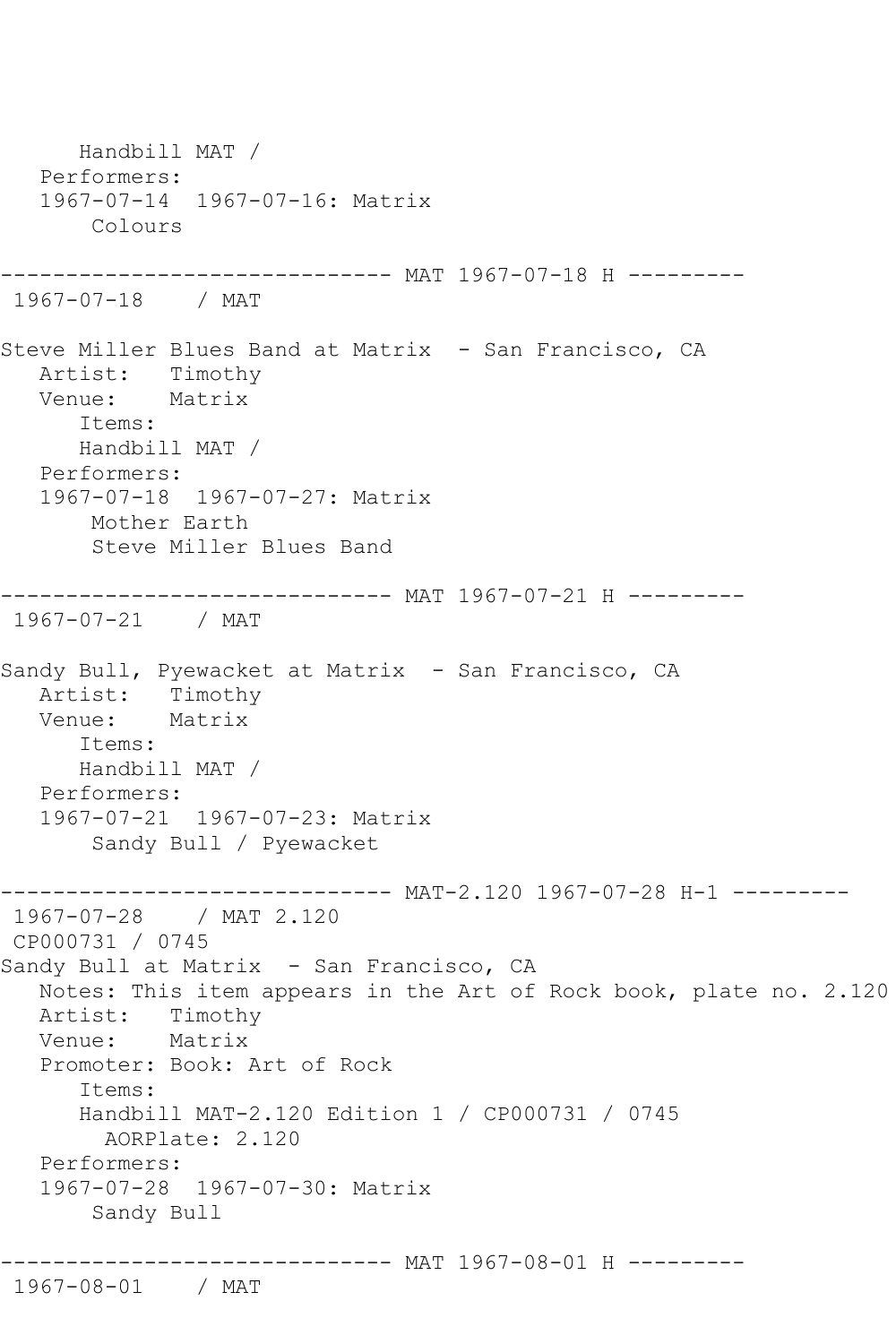```
      Handbill MAT /
   Performers:
   1967-07-14  1967-07-16: Matrix
       Colours

------------------------------ MAT 1967-07-18 H ---------
 1967-07-18    / MAT

Steve Miller Blues Band at Matrix  - San Francisco, CA
   Artist:   Timothy
   Venue:    Matrix
      Items:
      Handbill MAT /
   Performers:
   1967-07-18  1967-07-27: Matrix
       Mother Earth
       Steve Miller Blues Band

------------------------------ MAT 1967-07-21 H ---------
 1967-07-21    / MAT

Sandy Bull, Pyewacket at Matrix  - San Francisco, CA
   Artist:   Timothy
   Venue:    Matrix
      Items:
      Handbill MAT /
   Performers:
   1967-07-21  1967-07-23: Matrix
       Sandy Bull / Pyewacket

------------------------------ MAT-2.120 1967-07-28 H-1 ---------
 1967-07-28    / MAT 2.120
 CP000731 / 0745
Sandy Bull at Matrix  - San Francisco, CA
   Notes: This item appears in the Art of Rock book, plate no. 2.120
   Artist:   Timothy
   Venue:    Matrix
   Promoter: Book: Art of Rock
      Items:
      Handbill MAT-2.120 Edition 1 / CP000731 / 0745
        AORPlate: 2.120
   Performers:
   1967-07-28  1967-07-30: Matrix
       Sandy Bull

------------------------------ MAT 1967-08-01 H ---------
 1967-08-01    / MAT
```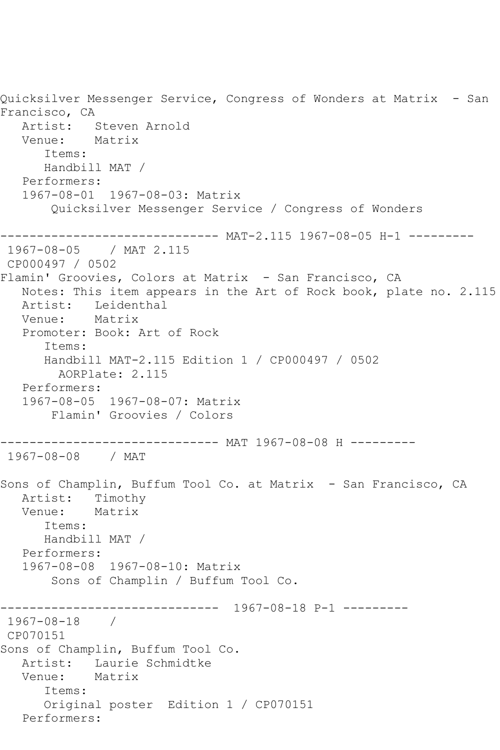Quicksilver Messenger Service, Congress of Wonders at Matrix - San Francisco, CA

Artist: Steven Arnold
Venue: Matrix
Items:
Handbill MAT /
Performers:
1967-08-01 1967-08-03: Matrix
Quicksilver Messenger Service / Congress of Wonders

------------------------------ MAT-2.115 1967-08-05 H-1 ---------

1967-08-05 / MAT 2.115
CP000497 / 0502

Flamin' Groovies, Colors at Matrix - San Francisco, CA

Notes: This item appears in the Art of Rock book, plate no. 2.115
Artist: Leidenthal
Venue: Matrix
Promoter: Book: Art of Rock
Items:
Handbill MAT-2.115 Edition 1 / CP000497 / 0502
AORPlate: 2.115
Performers:
1967-08-05 1967-08-07: Matrix
Flamin' Groovies / Colors

------------------------------ MAT 1967-08-08 H ---------

1967-08-08 / MAT

Sons of Champlin, Buffum Tool Co. at Matrix - San Francisco, CA

Artist: Timothy
Venue: Matrix
Items:
Handbill MAT /
Performers:
1967-08-08 1967-08-10: Matrix
Sons of Champlin / Buffum Tool Co.

------------------------------ 1967-08-18 P-1 ---------

1967-08-18 /
CP070151

Sons of Champlin, Buffum Tool Co.

Artist: Laurie Schmidtke
Venue: Matrix
Items:
Original poster Edition 1 / CP070151
Performers: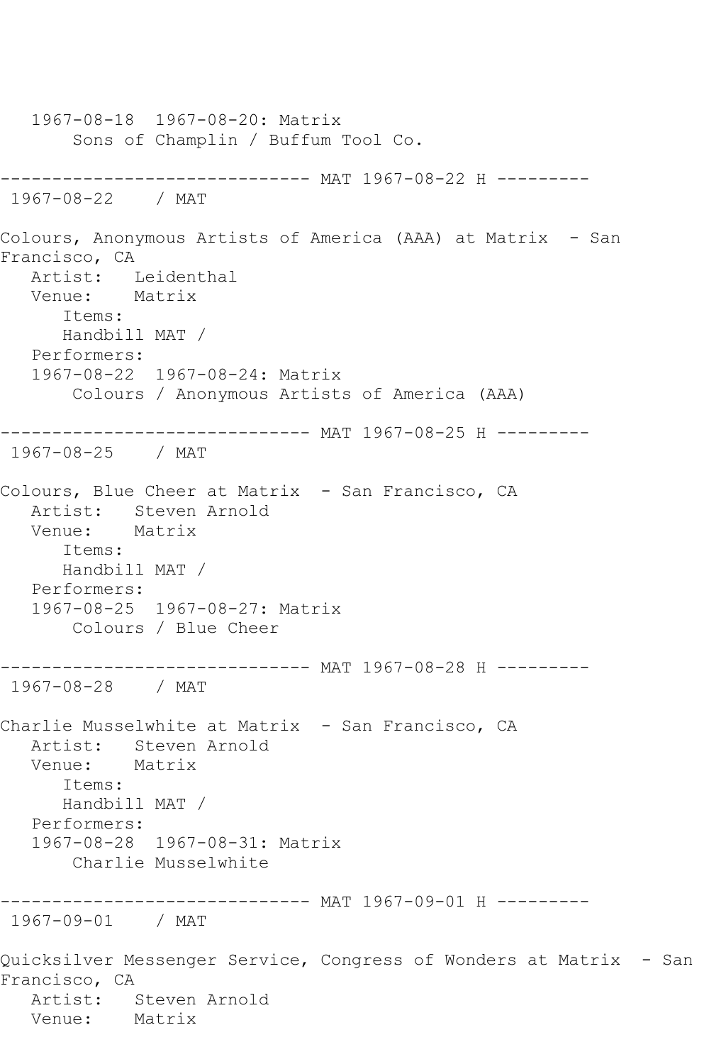1967-08-18  1967-08-20: Matrix
    Sons of Champlin / Buffum Tool Co.

------------------------------ MAT 1967-08-22 H ---------
1967-08-22    / MAT

Colours, Anonymous Artists of America (AAA) at Matrix  - San Francisco, CA
   Artist:   Leidenthal
   Venue:    Matrix
      Items:
      Handbill MAT /
   Performers:
   1967-08-22  1967-08-24: Matrix
       Colours / Anonymous Artists of America (AAA)

------------------------------ MAT 1967-08-25 H ---------
1967-08-25    / MAT

Colours, Blue Cheer at Matrix  - San Francisco, CA
   Artist:   Steven Arnold
   Venue:    Matrix
      Items:
      Handbill MAT /
   Performers:
   1967-08-25  1967-08-27: Matrix
       Colours / Blue Cheer

------------------------------ MAT 1967-08-28 H ---------
1967-08-28    / MAT

Charlie Musselwhite at Matrix  - San Francisco, CA
   Artist:   Steven Arnold
   Venue:    Matrix
      Items:
      Handbill MAT /
   Performers:
   1967-08-28  1967-08-31: Matrix
       Charlie Musselwhite

------------------------------ MAT 1967-09-01 H ---------
1967-09-01    / MAT

Quicksilver Messenger Service, Congress of Wonders at Matrix  - San Francisco, CA
   Artist:   Steven Arnold
   Venue:    Matrix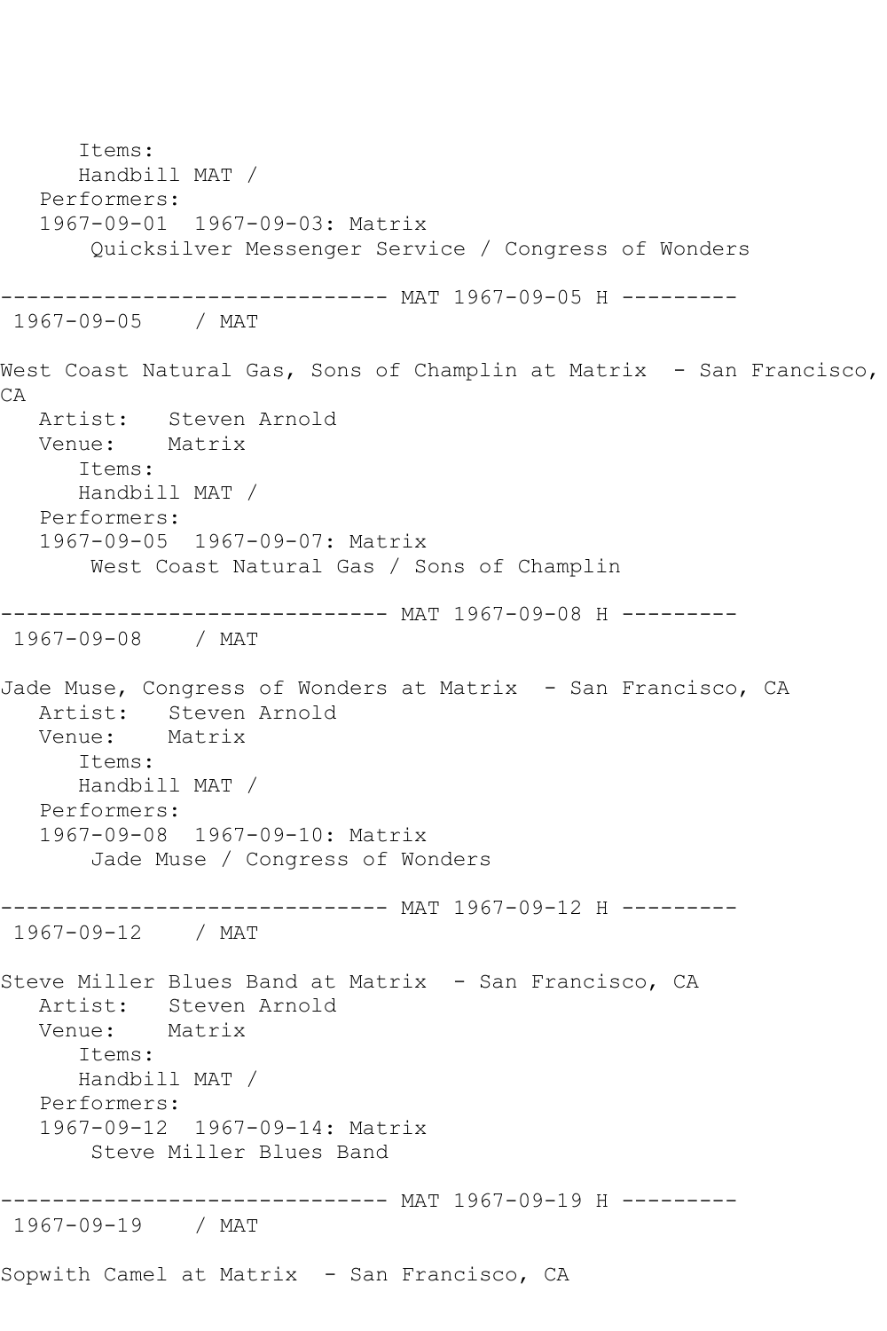```
      Items:
      Handbill MAT /
   Performers:
   1967-09-01  1967-09-03: Matrix
       Quicksilver Messenger Service / Congress of Wonders

------------------------------ MAT 1967-09-05 H ---------
 1967-09-05    / MAT

West Coast Natural Gas, Sons of Champlin at Matrix  - San Francisco,
CA
   Artist:   Steven Arnold
   Venue:    Matrix
      Items:
      Handbill MAT /
   Performers:
   1967-09-05  1967-09-07: Matrix
       West Coast Natural Gas / Sons of Champlin

------------------------------ MAT 1967-09-08 H ---------
 1967-09-08    / MAT

Jade Muse, Congress of Wonders at Matrix  - San Francisco, CA
   Artist:   Steven Arnold
   Venue:    Matrix
      Items:
      Handbill MAT /
   Performers:
   1967-09-08  1967-09-10: Matrix
       Jade Muse / Congress of Wonders

------------------------------ MAT 1967-09-12 H ---------
 1967-09-12    / MAT

Steve Miller Blues Band at Matrix  - San Francisco, CA
   Artist:   Steven Arnold
   Venue:    Matrix
      Items:
      Handbill MAT /
   Performers:
   1967-09-12  1967-09-14: Matrix
       Steve Miller Blues Band

------------------------------ MAT 1967-09-19 H ---------
 1967-09-19    / MAT

Sopwith Camel at Matrix  - San Francisco, CA
```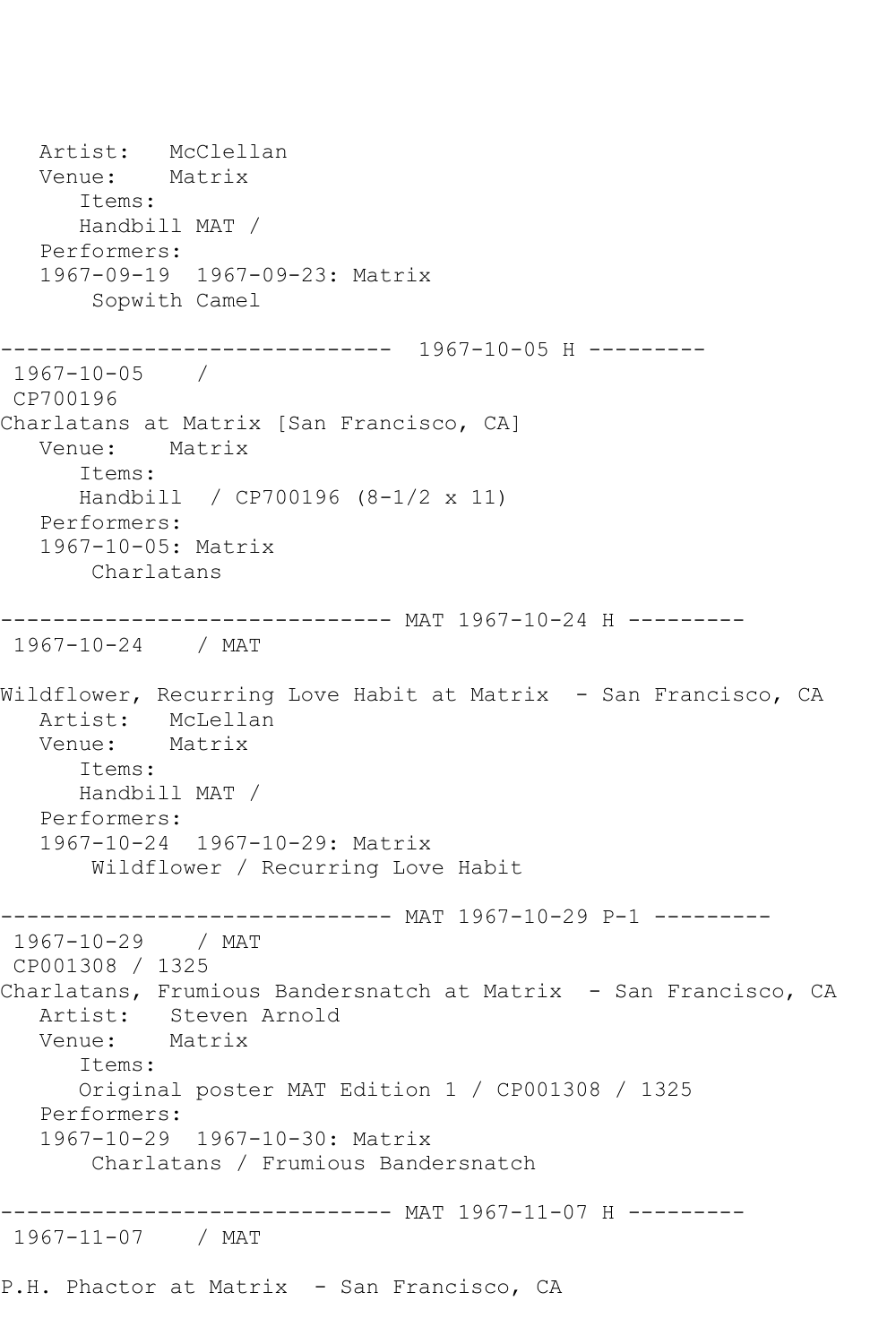```
   Artist:   McClellan
   Venue:    Matrix
      Items:
      Handbill MAT /
   Performers:
   1967-09-19  1967-09-23: Matrix
       Sopwith Camel

------------------------------  1967-10-05 H ---------
 1967-10-05    /
 CP700196
Charlatans at Matrix [San Francisco, CA]
   Venue:    Matrix
      Items:
      Handbill  / CP700196 (8-1/2 x 11)
   Performers:
   1967-10-05: Matrix
       Charlatans

------------------------------ MAT 1967-10-24 H ---------
 1967-10-24    / MAT

Wildflower, Recurring Love Habit at Matrix  - San Francisco, CA
   Artist:   McLellan
   Venue:    Matrix
      Items:
      Handbill MAT /
   Performers:
   1967-10-24  1967-10-29: Matrix
       Wildflower / Recurring Love Habit

------------------------------ MAT 1967-10-29 P-1 ---------
 1967-10-29    / MAT
 CP001308 / 1325
Charlatans, Frumious Bandersnatch at Matrix  - San Francisco, CA
   Artist:   Steven Arnold
   Venue:    Matrix
      Items:
      Original poster MAT Edition 1 / CP001308 / 1325
   Performers:
   1967-10-29  1967-10-30: Matrix
       Charlatans / Frumious Bandersnatch

------------------------------ MAT 1967-11-07 H ---------
 1967-11-07    / MAT

P.H. Phactor at Matrix  - San Francisco, CA
```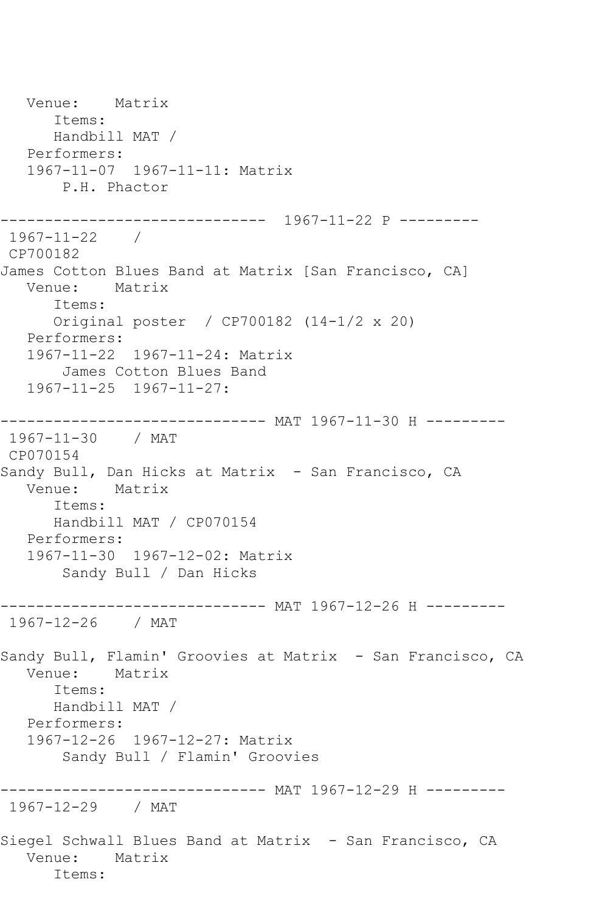```
   Venue:    Matrix
      Items:
      Handbill MAT /
   Performers:
   1967-11-07  1967-11-11: Matrix
       P.H. Phactor

------------------------------  1967-11-22 P ---------
 1967-11-22    /
 CP700182
James Cotton Blues Band at Matrix [San Francisco, CA]
   Venue:    Matrix
      Items:
      Original poster  / CP700182 (14-1/2 x 20)
   Performers:
   1967-11-22  1967-11-24: Matrix
       James Cotton Blues Band
   1967-11-25  1967-11-27:

------------------------------ MAT 1967-11-30 H ---------
 1967-11-30    / MAT
 CP070154
Sandy Bull, Dan Hicks at Matrix  - San Francisco, CA
   Venue:    Matrix
      Items:
      Handbill MAT / CP070154
   Performers:
   1967-11-30  1967-12-02: Matrix
       Sandy Bull / Dan Hicks

------------------------------ MAT 1967-12-26 H ---------
 1967-12-26    / MAT

Sandy Bull, Flamin' Groovies at Matrix  - San Francisco, CA
   Venue:    Matrix
      Items:
      Handbill MAT /
   Performers:
   1967-12-26  1967-12-27: Matrix
       Sandy Bull / Flamin' Groovies

------------------------------ MAT 1967-12-29 H ---------
 1967-12-29    / MAT

Siegel Schwall Blues Band at Matrix  - San Francisco, CA
   Venue:    Matrix
      Items:
```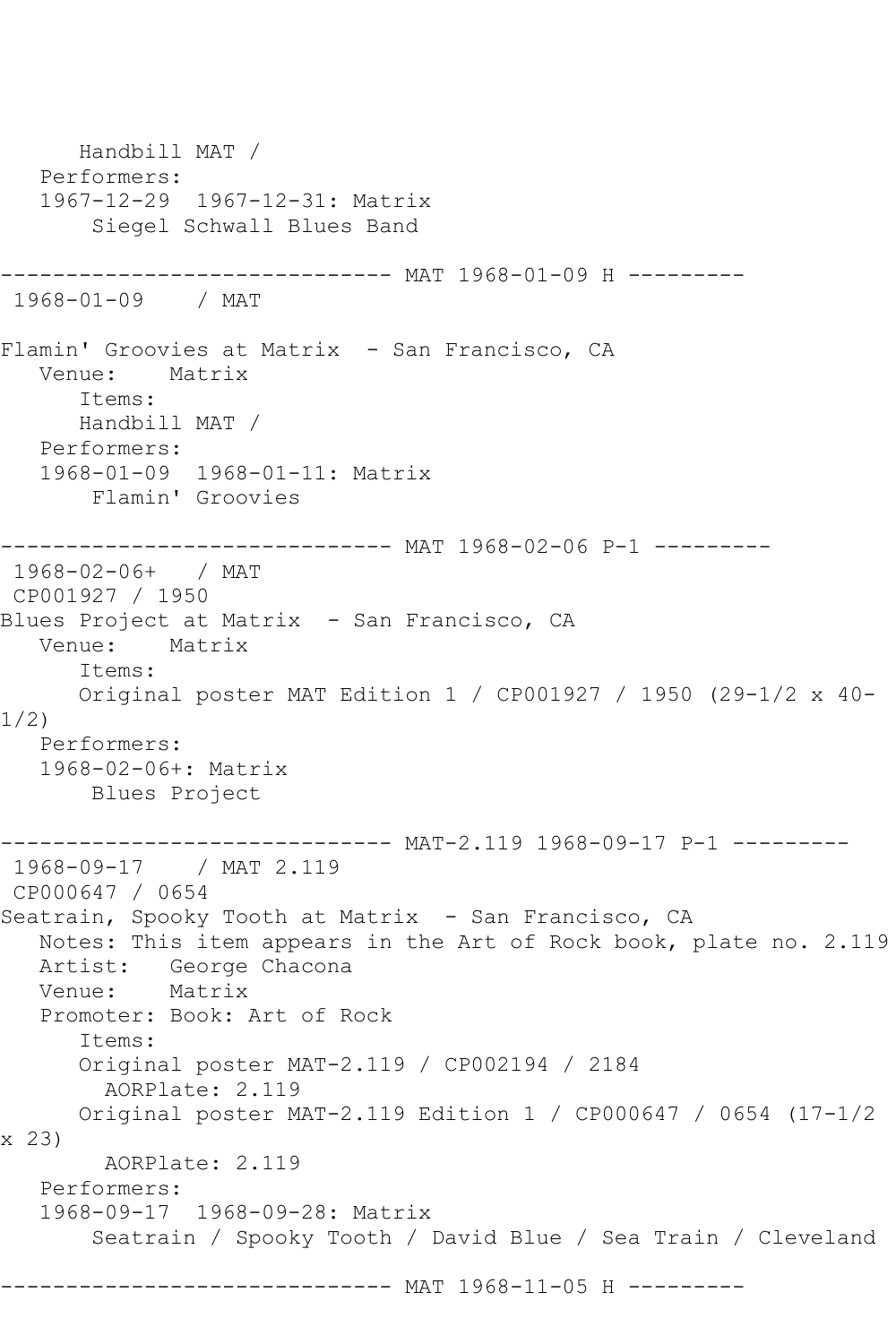```
      Handbill MAT /
   Performers:
   1967-12-29  1967-12-31: Matrix
       Siegel Schwall Blues Band

------------------------------ MAT 1968-01-09 H ---------
 1968-01-09    / MAT

Flamin' Groovies at Matrix  - San Francisco, CA
   Venue:    Matrix
      Items:
      Handbill MAT /
   Performers:
   1968-01-09  1968-01-11: Matrix
       Flamin' Groovies

------------------------------ MAT 1968-02-06 P-1 ---------
 1968-02-06+   / MAT
 CP001927 / 1950
Blues Project at Matrix  - San Francisco, CA
   Venue:    Matrix
      Items:
      Original poster MAT Edition 1 / CP001927 / 1950 (29-1/2 x 40-
1/2)
   Performers:
   1968-02-06+: Matrix
       Blues Project

------------------------------ MAT-2.119 1968-09-17 P-1 ---------
 1968-09-17    / MAT 2.119
 CP000647 / 0654
Seatrain, Spooky Tooth at Matrix  - San Francisco, CA
   Notes: This item appears in the Art of Rock book, plate no. 2.119
   Artist:   George Chacona
   Venue:    Matrix
   Promoter: Book: Art of Rock
      Items:
      Original poster MAT-2.119 / CP002194 / 2184
        AORPlate: 2.119
      Original poster MAT-2.119 Edition 1 / CP000647 / 0654 (17-1/2
x 23)
        AORPlate: 2.119
   Performers:
   1968-09-17  1968-09-28: Matrix
       Seatrain / Spooky Tooth / David Blue / Sea Train / Cleveland

------------------------------ MAT 1968-11-05 H ---------
```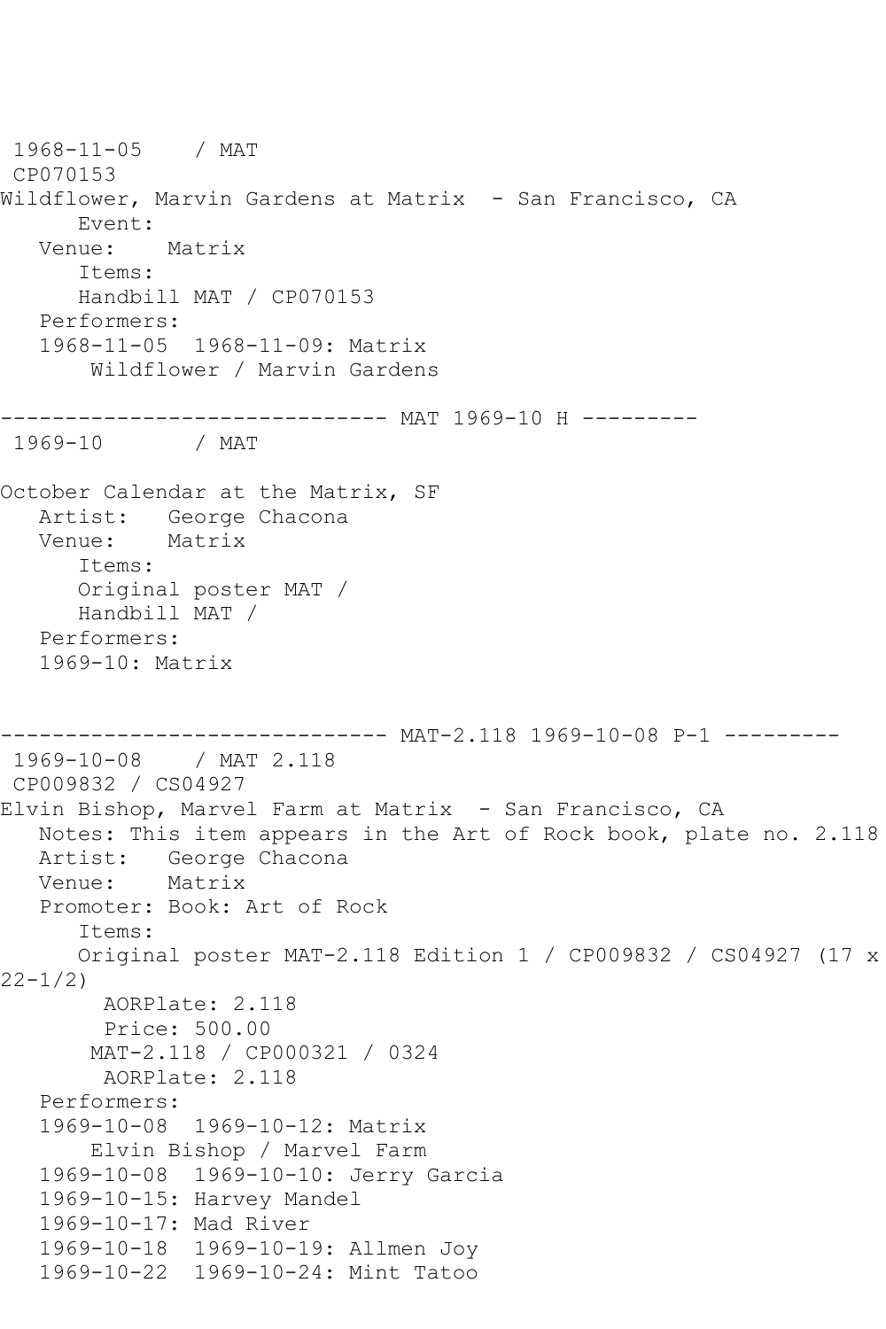1968-11-05    / MAT
CP070153
Wildflower, Marvin Gardens at Matrix  - San Francisco, CA
Event:
Venue:    Matrix
Items:
Handbill MAT / CP070153
Performers:
1968-11-05  1968-11-09: Matrix
Wildflower / Marvin Gardens

------------------------------ MAT 1969-10 H ---------
1969-10       / MAT

October Calendar at the Matrix, SF
Artist:   George Chacona
Venue:    Matrix
Items:
Original poster MAT /
Handbill MAT /
Performers:
1969-10: Matrix

------------------------------ MAT-2.118 1969-10-08 P-1 ---------
1969-10-08    / MAT 2.118
CP009832 / CS04927
Elvin Bishop, Marvel Farm at Matrix  - San Francisco, CA
Notes: This item appears in the Art of Rock book, plate no. 2.118
Artist:   George Chacona
Venue:    Matrix
Promoter: Book: Art of Rock
Items:
Original poster MAT-2.118 Edition 1 / CP009832 / CS04927 (17 x 22-1/2)
AORPlate: 2.118
Price: 500.00
MAT-2.118 / CP000321 / 0324
AORPlate: 2.118
Performers:
1969-10-08  1969-10-12: Matrix
Elvin Bishop / Marvel Farm
1969-10-08  1969-10-10: Jerry Garcia
1969-10-15: Harvey Mandel
1969-10-17: Mad River
1969-10-18  1969-10-19: Allmen Joy
1969-10-22  1969-10-24: Mint Tatoo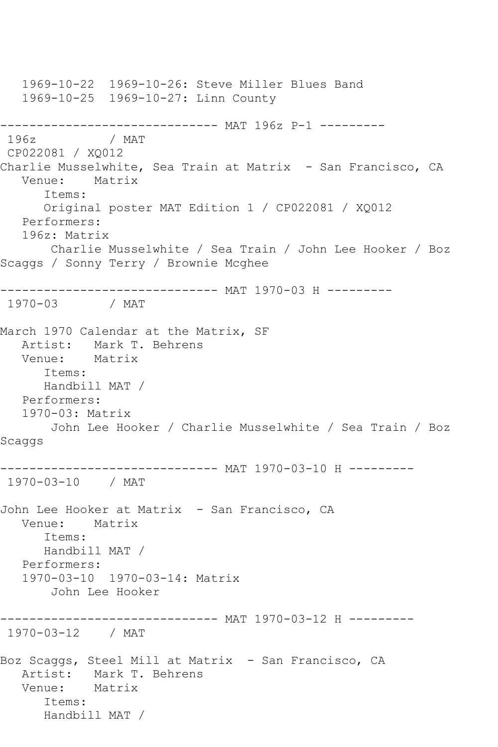1969-10-22  1969-10-26: Steve Miller Blues Band
1969-10-25  1969-10-27: Linn County

------------------------------ MAT 196z P-1 ---------

196z / MAT
CP022081 / XQ012
Charlie Musselwhite, Sea Train at Matrix - San Francisco, CA
Venue: Matrix
Items:
Original poster MAT Edition 1 / CP022081 / XQ012
Performers:
196z: Matrix
Charlie Musselwhite / Sea Train / John Lee Hooker / Boz Scaggs / Sonny Terry / Brownie Mcghee

------------------------------ MAT 1970-03 H ---------

1970-03 / MAT

March 1970 Calendar at the Matrix, SF
Artist: Mark T. Behrens
Venue: Matrix
Items:
Handbill MAT /
Performers:
1970-03: Matrix
John Lee Hooker / Charlie Musselwhite / Sea Train / Boz Scaggs

------------------------------ MAT 1970-03-10 H ---------

1970-03-10 / MAT

John Lee Hooker at Matrix - San Francisco, CA
Venue: Matrix
Items:
Handbill MAT /
Performers:
1970-03-10  1970-03-14: Matrix
John Lee Hooker

------------------------------ MAT 1970-03-12 H ---------

1970-03-12 / MAT

Boz Scaggs, Steel Mill at Matrix - San Francisco, CA
Artist: Mark T. Behrens
Venue: Matrix
Items:
Handbill MAT /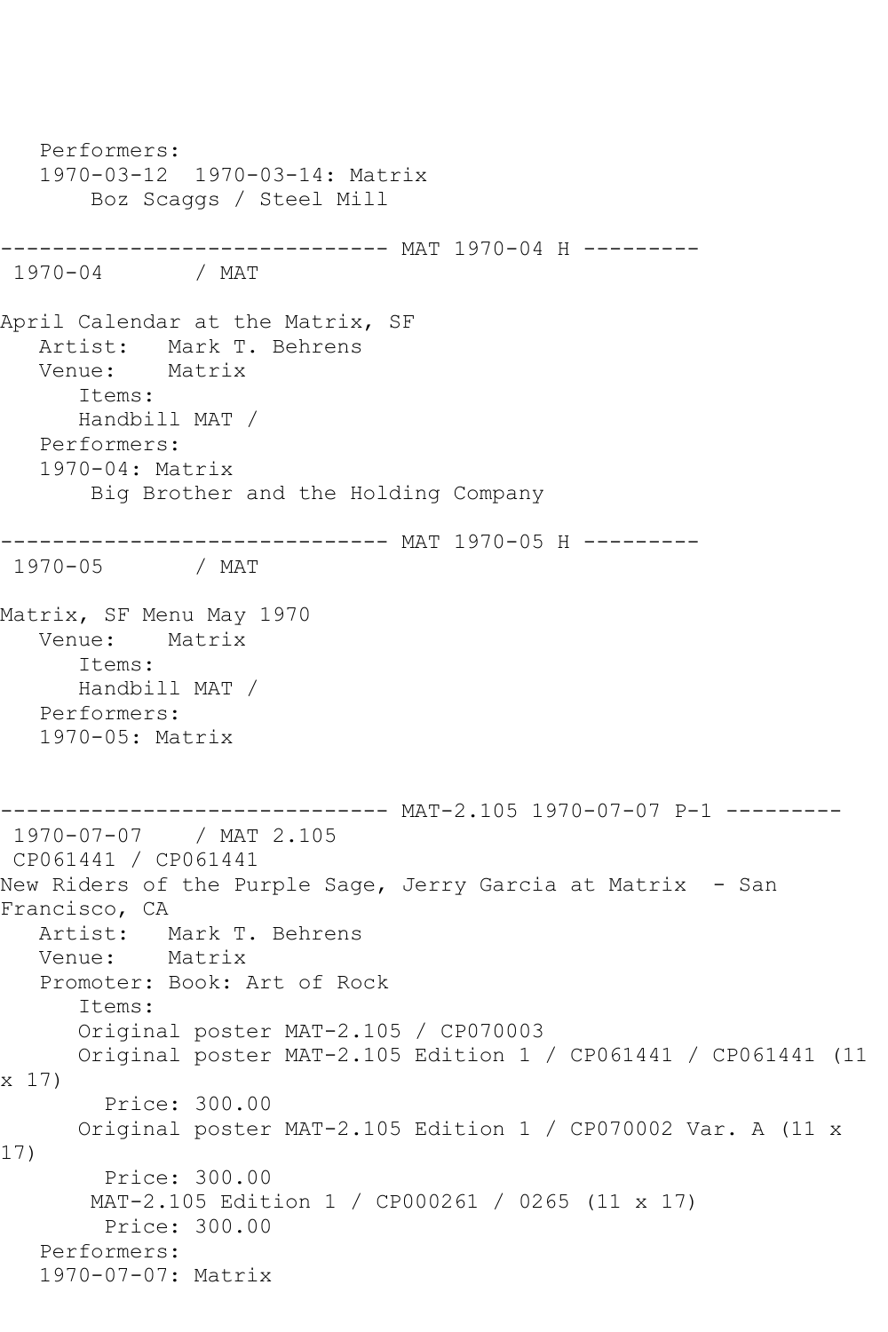Performers:
1970-03-12 1970-03-14: Matrix
Boz Scaggs / Steel Mill

------------------------------ MAT 1970-04 H ---------
1970-04 / MAT

April Calendar at the Matrix, SF
Artist: Mark T. Behrens
Venue: Matrix
Items:
Handbill MAT /
Performers:
1970-04: Matrix
Big Brother and the Holding Company

------------------------------ MAT 1970-05 H ---------
1970-05 / MAT

Matrix, SF Menu May 1970
Venue: Matrix
Items:
Handbill MAT /
Performers:
1970-05: Matrix

------------------------------ MAT-2.105 1970-07-07 P-1 ---------
1970-07-07 / MAT 2.105
CP061441 / CP061441
New Riders of the Purple Sage, Jerry Garcia at Matrix - San Francisco, CA
Artist: Mark T. Behrens
Venue: Matrix
Promoter: Book: Art of Rock
Items:
Original poster MAT-2.105 / CP070003
Original poster MAT-2.105 Edition 1 / CP061441 / CP061441 (11 x 17)
Price: 300.00
Original poster MAT-2.105 Edition 1 / CP070002 Var. A (11 x 17)
Price: 300.00
MAT-2.105 Edition 1 / CP000261 / 0265 (11 x 17)
Price: 300.00
Performers:
1970-07-07: Matrix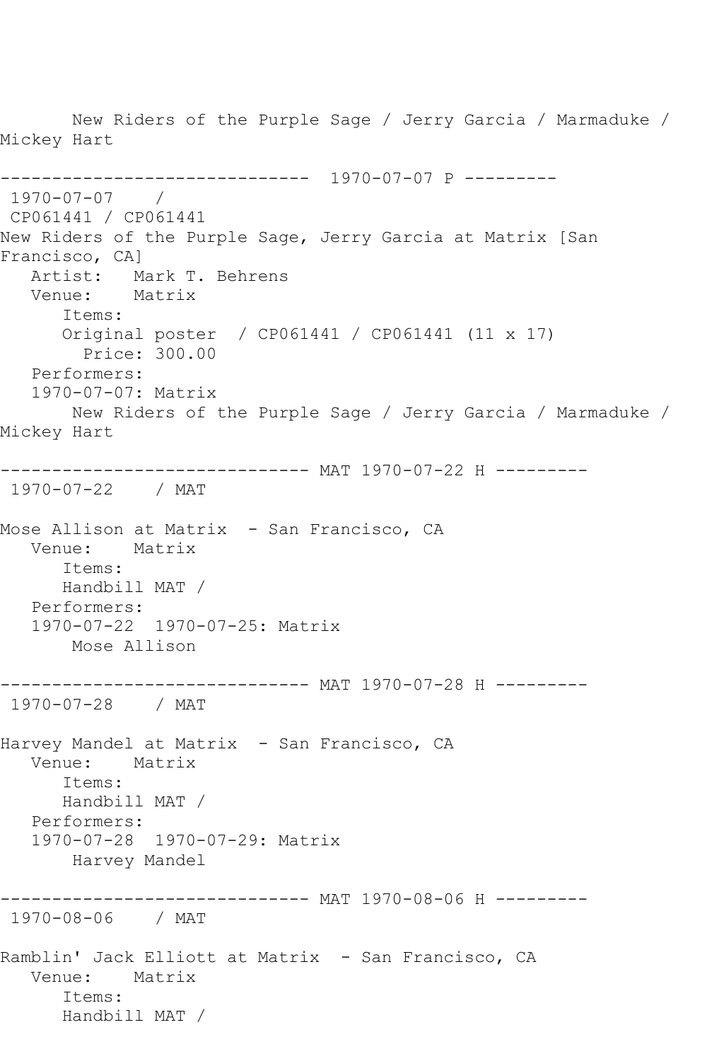New Riders of the Purple Sage / Jerry Garcia / Marmaduke / Mickey Hart

------------------------------ 1970-07-07 P ---------

1970-07-07 /

CP061441 / CP061441

New Riders of the Purple Sage, Jerry Garcia at Matrix [San Francisco, CA]

Artist: Mark T. Behrens

Venue: Matrix

Items:

Original poster / CP061441 / CP061441 (11 x 17)

Price: 300.00

Performers:

1970-07-07: Matrix

New Riders of the Purple Sage / Jerry Garcia / Marmaduke / Mickey Hart

------------------------------ MAT 1970-07-22 H ---------

1970-07-22 / MAT

Mose Allison at Matrix - San Francisco, CA

Venue: Matrix

Items:

Handbill MAT /

Performers:

1970-07-22 1970-07-25: Matrix

Mose Allison

------------------------------ MAT 1970-07-28 H ---------

1970-07-28 / MAT

Harvey Mandel at Matrix - San Francisco, CA

Venue: Matrix

Items:

Handbill MAT /

Performers:

1970-07-28 1970-07-29: Matrix

Harvey Mandel

------------------------------ MAT 1970-08-06 H ---------

1970-08-06 / MAT

Ramblin' Jack Elliott at Matrix - San Francisco, CA

Venue: Matrix

Items:

Handbill MAT /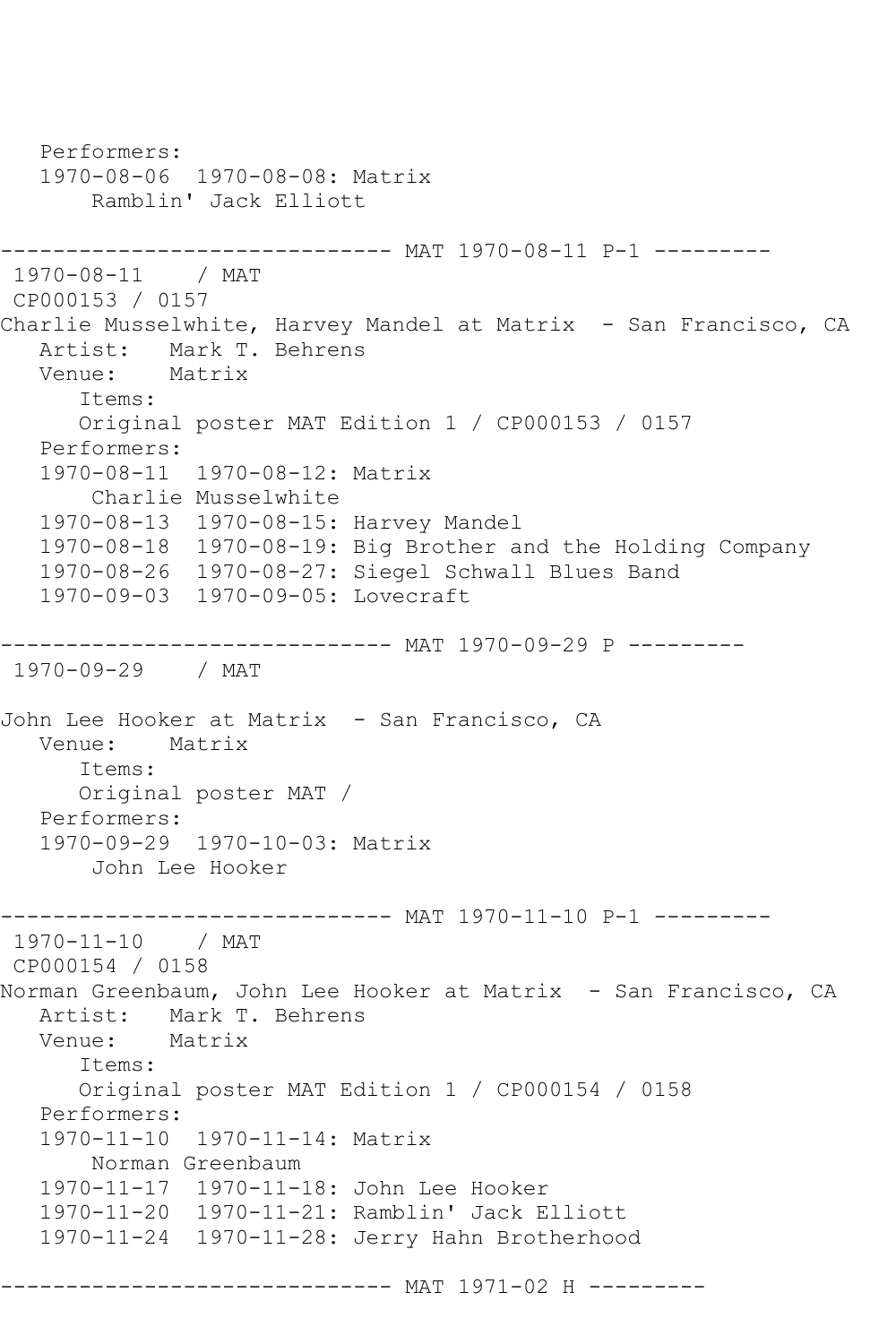```
   Performers:
   1970-08-06  1970-08-08: Matrix
       Ramblin' Jack Elliott

------------------------------ MAT 1970-08-11 P-1 ---------
 1970-08-11    / MAT
 CP000153 / 0157
Charlie Musselwhite, Harvey Mandel at Matrix  - San Francisco, CA
   Artist:   Mark T. Behrens
   Venue:    Matrix
      Items:
      Original poster MAT Edition 1 / CP000153 / 0157
   Performers:
   1970-08-11  1970-08-12: Matrix
       Charlie Musselwhite
   1970-08-13  1970-08-15: Harvey Mandel
   1970-08-18  1970-08-19: Big Brother and the Holding Company
   1970-08-26  1970-08-27: Siegel Schwall Blues Band
   1970-09-03  1970-09-05: Lovecraft

------------------------------ MAT 1970-09-29 P ---------
 1970-09-29    / MAT

John Lee Hooker at Matrix  - San Francisco, CA
   Venue:    Matrix
      Items:
      Original poster MAT /
   Performers:
   1970-09-29  1970-10-03: Matrix
       John Lee Hooker

------------------------------ MAT 1970-11-10 P-1 ---------
 1970-11-10    / MAT
 CP000154 / 0158
Norman Greenbaum, John Lee Hooker at Matrix  - San Francisco, CA
   Artist:   Mark T. Behrens
   Venue:    Matrix
      Items:
      Original poster MAT Edition 1 / CP000154 / 0158
   Performers:
   1970-11-10  1970-11-14: Matrix
       Norman Greenbaum
   1970-11-17  1970-11-18: John Lee Hooker
   1970-11-20  1970-11-21: Ramblin' Jack Elliott
   1970-11-24  1970-11-28: Jerry Hahn Brotherhood

------------------------------ MAT 1971-02 H ---------
```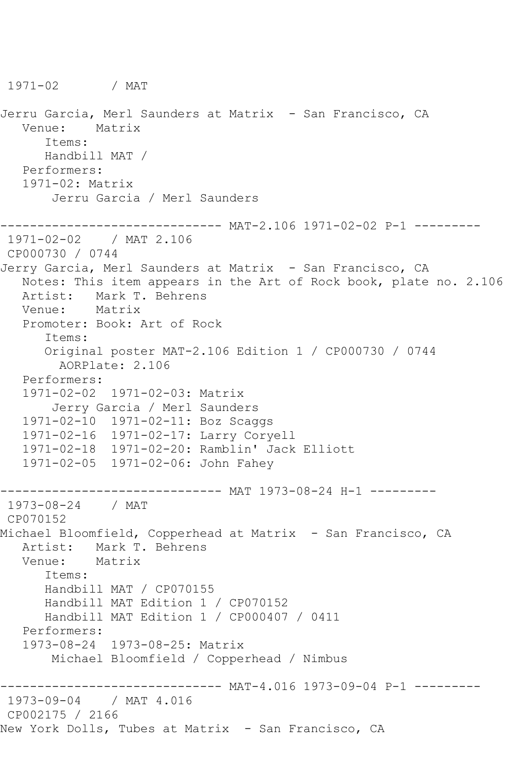1971-02       / MAT

Jerru Garcia, Merl Saunders at Matrix  - San Francisco, CA
   Venue:    Matrix
      Items:
      Handbill MAT /
   Performers:
   1971-02: Matrix
       Jerru Garcia / Merl Saunders

------------------------------ MAT-2.106 1971-02-02 P-1 ---------
1971-02-02    / MAT 2.106
CP000730 / 0744
Jerry Garcia, Merl Saunders at Matrix  - San Francisco, CA
   Notes: This item appears in the Art of Rock book, plate no. 2.106
   Artist:   Mark T. Behrens
   Venue:    Matrix
   Promoter: Book: Art of Rock
      Items:
      Original poster MAT-2.106 Edition 1 / CP000730 / 0744
        AORPlate: 2.106
   Performers:
   1971-02-02  1971-02-03: Matrix
       Jerry Garcia / Merl Saunders
   1971-02-10  1971-02-11: Boz Scaggs
   1971-02-16  1971-02-17: Larry Coryell
   1971-02-18  1971-02-20: Ramblin' Jack Elliott
   1971-02-05  1971-02-06: John Fahey

------------------------------ MAT 1973-08-24 H-1 ---------
1973-08-24    / MAT
CP070152
Michael Bloomfield, Copperhead at Matrix  - San Francisco, CA
   Artist:   Mark T. Behrens
   Venue:    Matrix
      Items:
      Handbill MAT / CP070155
      Handbill MAT Edition 1 / CP070152
      Handbill MAT Edition 1 / CP000407 / 0411
   Performers:
   1973-08-24  1973-08-25: Matrix
       Michael Bloomfield / Copperhead / Nimbus

------------------------------ MAT-4.016 1973-09-04 P-1 ---------
1973-09-04    / MAT 4.016
CP002175 / 2166
New York Dolls, Tubes at Matrix  - San Francisco, CA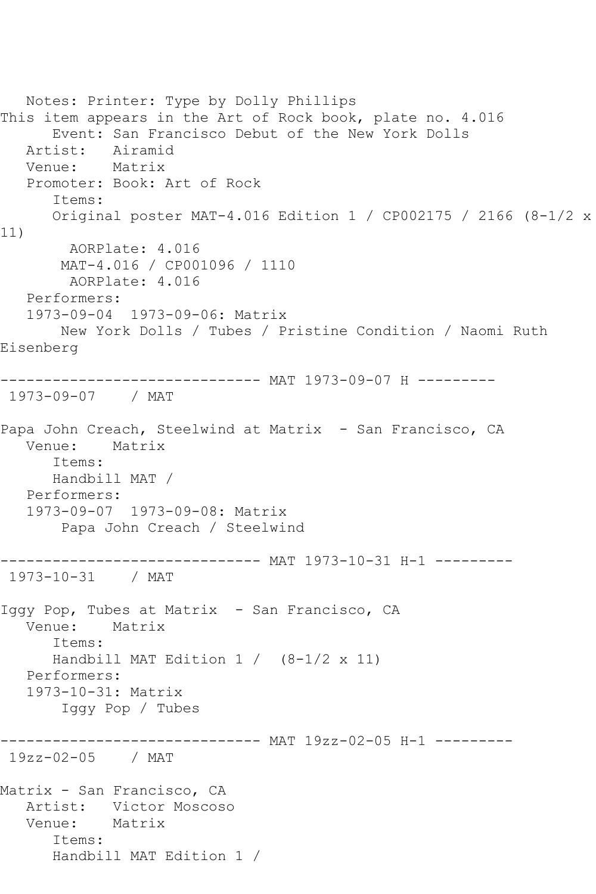Notes: Printer: Type by Dolly Phillips
This item appears in the Art of Rock book, plate no. 4.016
      Event: San Francisco Debut of the New York Dolls
   Artist:   Airamid
   Venue:    Matrix
   Promoter: Book: Art of Rock
      Items:
      Original poster MAT-4.016 Edition 1 / CP002175 / 2166 (8-1/2 x 11)
        AORPlate: 4.016
       MAT-4.016 / CP001096 / 1110
        AORPlate: 4.016
   Performers:
   1973-09-04  1973-09-06: Matrix
       New York Dolls / Tubes / Pristine Condition / Naomi Ruth Eisenberg

------------------------------ MAT 1973-09-07 H ---------
 1973-09-07    / MAT

Papa John Creach, Steelwind at Matrix  - San Francisco, CA
   Venue:    Matrix
      Items:
      Handbill MAT /
   Performers:
   1973-09-07  1973-09-08: Matrix
       Papa John Creach / Steelwind

------------------------------ MAT 1973-10-31 H-1 ---------
 1973-10-31    / MAT

Iggy Pop, Tubes at Matrix  - San Francisco, CA
   Venue:    Matrix
      Items:
      Handbill MAT Edition 1 /  (8-1/2 x 11)
   Performers:
   1973-10-31: Matrix
       Iggy Pop / Tubes

------------------------------ MAT 19zz-02-05 H-1 ---------
 19zz-02-05    / MAT

Matrix - San Francisco, CA
   Artist:   Victor Moscoso
   Venue:    Matrix
      Items:
      Handbill MAT Edition 1 /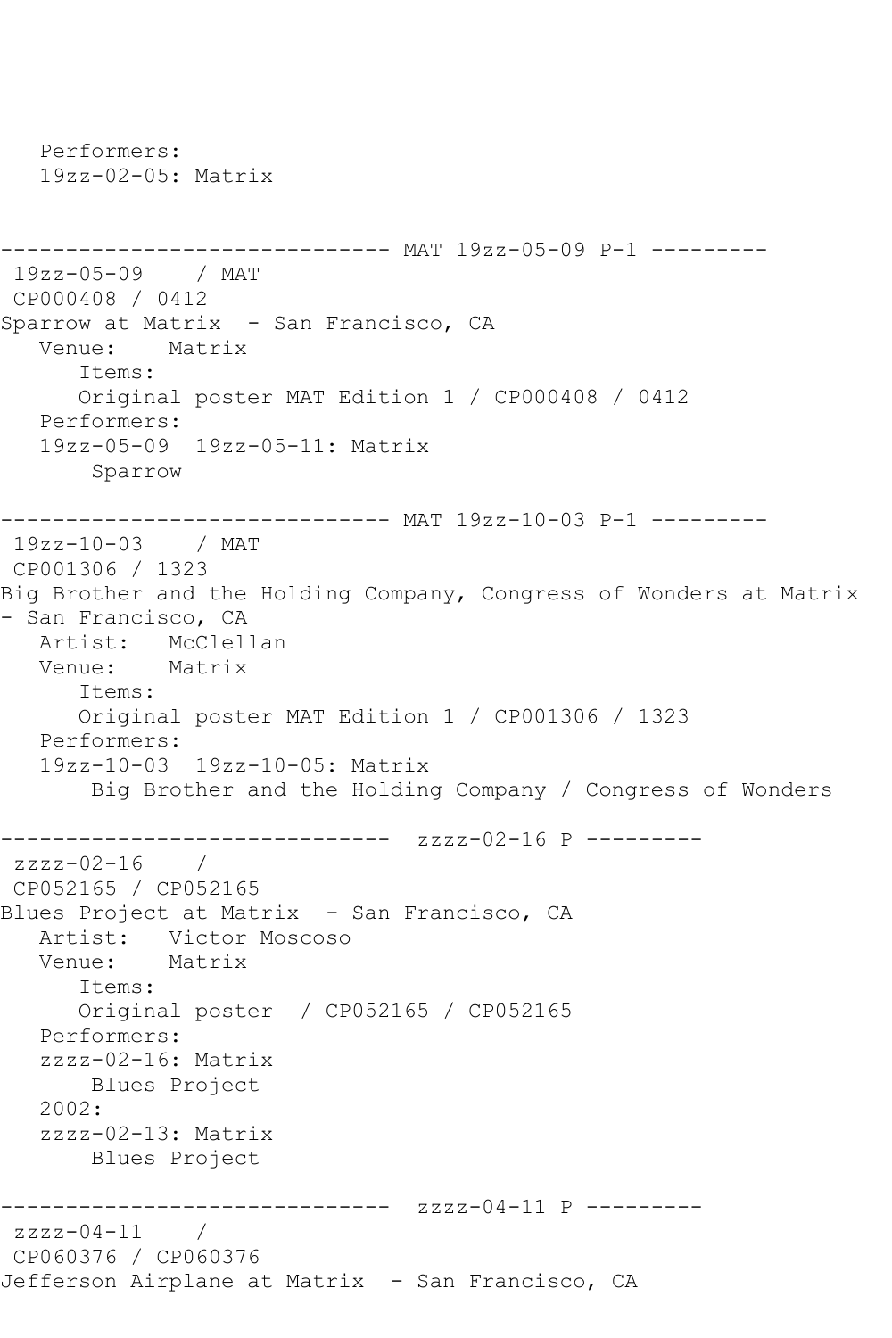```
   Performers:
   19zz-02-05: Matrix


------------------------------ MAT 19zz-05-09 P-1 ---------
 19zz-05-09    / MAT
 CP000408 / 0412
Sparrow at Matrix  - San Francisco, CA
   Venue:    Matrix
      Items:
      Original poster MAT Edition 1 / CP000408 / 0412
   Performers:
   19zz-05-09  19zz-05-11: Matrix
       Sparrow

------------------------------ MAT 19zz-10-03 P-1 ---------
 19zz-10-03    / MAT
 CP001306 / 1323
Big Brother and the Holding Company, Congress of Wonders at Matrix
- San Francisco, CA
   Artist:   McClellan
   Venue:    Matrix
      Items:
      Original poster MAT Edition 1 / CP001306 / 1323
   Performers:
   19zz-10-03  19zz-10-05: Matrix
       Big Brother and the Holding Company / Congress of Wonders

------------------------------  zzzz-02-16 P ---------
 zzzz-02-16    /
 CP052165 / CP052165
Blues Project at Matrix  - San Francisco, CA
   Artist:   Victor Moscoso
   Venue:    Matrix
      Items:
      Original poster  / CP052165 / CP052165
   Performers:
   zzzz-02-16: Matrix
       Blues Project
   2002:
   zzzz-02-13: Matrix
       Blues Project

------------------------------  zzzz-04-11 P ---------
 zzzz-04-11    /
 CP060376 / CP060376
Jefferson Airplane at Matrix  - San Francisco, CA
```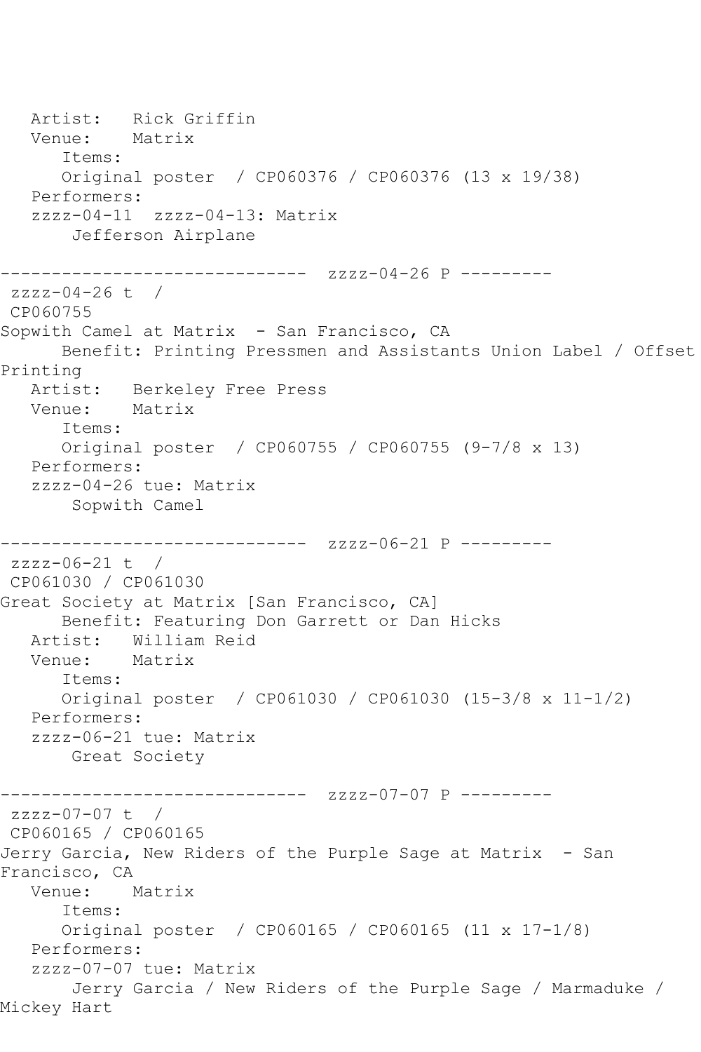```
   Artist:   Rick Griffin
   Venue:    Matrix
      Items:
      Original poster  / CP060376 / CP060376 (13 x 19/38)
   Performers:
   zzzz-04-11  zzzz-04-13: Matrix
       Jefferson Airplane

------------------------------  zzzz-04-26 P ---------
 zzzz-04-26 t  /
 CP060755
Sopwith Camel at Matrix  - San Francisco, CA
      Benefit: Printing Pressmen and Assistants Union Label / Offset
Printing
   Artist:   Berkeley Free Press
   Venue:    Matrix
      Items:
      Original poster  / CP060755 / CP060755 (9-7/8 x 13)
   Performers:
   zzzz-04-26 tue: Matrix
       Sopwith Camel

------------------------------  zzzz-06-21 P ---------
 zzzz-06-21 t  /
 CP061030 / CP061030
Great Society at Matrix [San Francisco, CA]
      Benefit: Featuring Don Garrett or Dan Hicks
   Artist:   William Reid
   Venue:    Matrix
      Items:
      Original poster  / CP061030 / CP061030 (15-3/8 x 11-1/2)
   Performers:
   zzzz-06-21 tue: Matrix
       Great Society

------------------------------  zzzz-07-07 P ---------
 zzzz-07-07 t  /
 CP060165 / CP060165
Jerry Garcia, New Riders of the Purple Sage at Matrix  - San
Francisco, CA
   Venue:    Matrix
      Items:
      Original poster  / CP060165 / CP060165 (11 x 17-1/8)
   Performers:
   zzzz-07-07 tue: Matrix
       Jerry Garcia / New Riders of the Purple Sage / Marmaduke /
Mickey Hart
```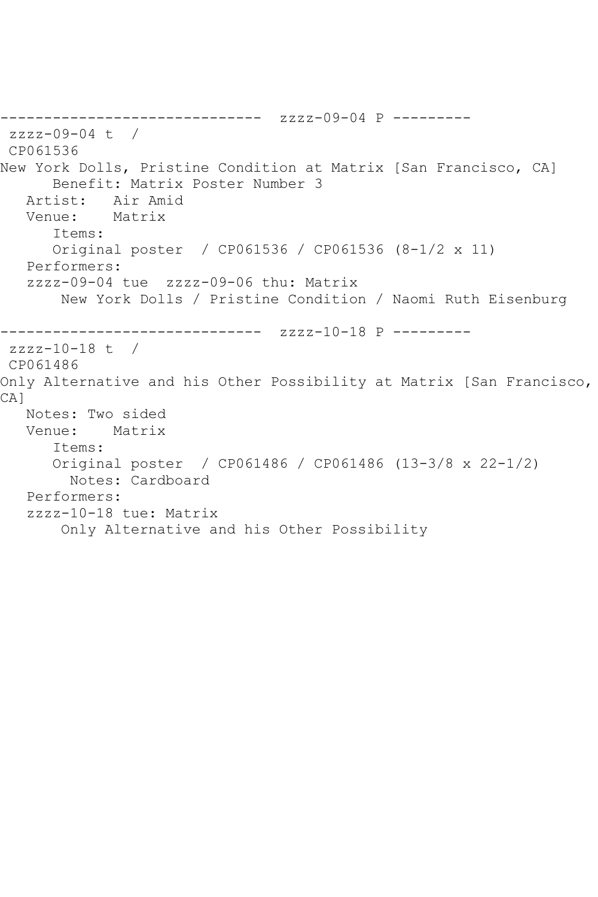------------------------------ zzzz-09-04 P ---------

zzzz-09-04 t /

CP061536

New York Dolls, Pristine Condition at Matrix [San Francisco, CA]

Benefit: Matrix Poster Number 3

Artist: Air Amid

Venue: Matrix

Items:

Original poster / CP061536 / CP061536 (8-1/2 x 11)

Performers:

zzzz-09-04 tue zzzz-09-06 thu: Matrix

New York Dolls / Pristine Condition / Naomi Ruth Eisenburg

------------------------------ zzzz-10-18 P ---------

zzzz-10-18 t /

CP061486

Only Alternative and his Other Possibility at Matrix [San Francisco, CA]

Notes: Two sided

Venue: Matrix

Items:

Original poster / CP061486 / CP061486 (13-3/8 x 22-1/2)

Notes: Cardboard

Performers:

zzzz-10-18 tue: Matrix

Only Alternative and his Other Possibility